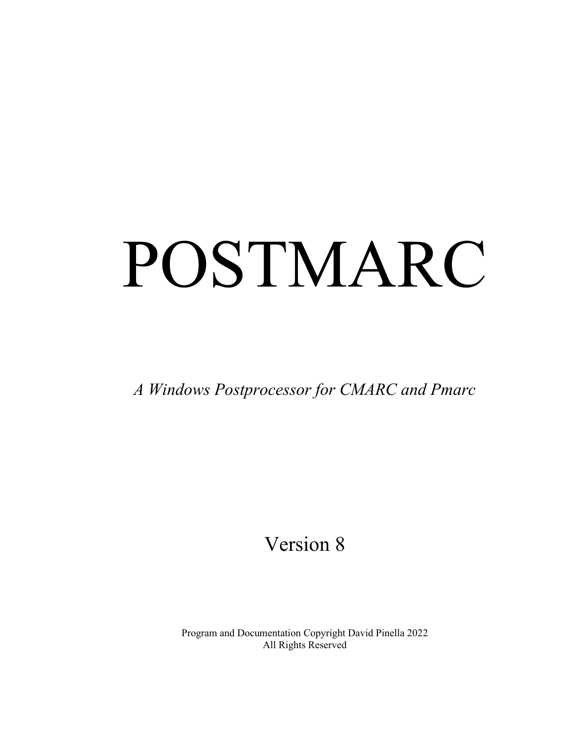# POSTMARC

*A Windows Postprocessor for CMARC and Pmarc*

Version 8

Program and Documentation Copyright David Pinella 2022
All Rights Reserved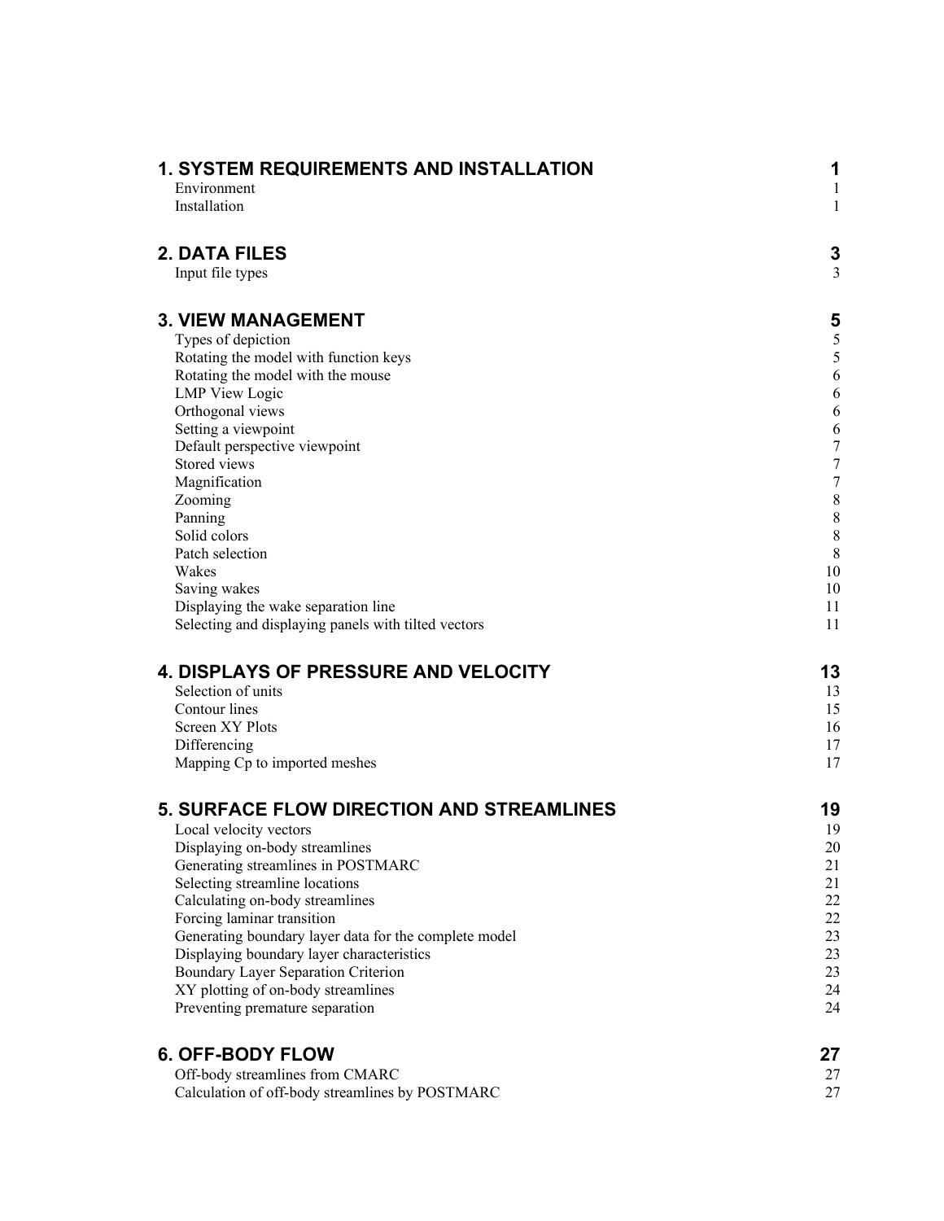| | |
|---|---|
| **1. SYSTEM REQUIREMENTS AND INSTALLATION** | **1** |
| Environment | 1 |
| Installation | 1 |
| **2. DATA FILES** | **3** |
| Input file types | 3 |
| **3. VIEW MANAGEMENT** | **5** |
| Types of depiction | 5 |
| Rotating the model with function keys | 5 |
| Rotating the model with the mouse | 6 |
| LMP View Logic | 6 |
| Orthogonal views | 6 |
| Setting a viewpoint | 6 |
| Default perspective viewpoint | 7 |
| Stored views | 7 |
| Magnification | 7 |
| Zooming | 8 |
| Panning | 8 |
| Solid colors | 8 |
| Patch selection | 8 |
| Wakes | 10 |
| Saving wakes | 10 |
| Displaying the wake separation line | 11 |
| Selecting and displaying panels with tilted vectors | 11 |
| **4. DISPLAYS OF PRESSURE AND VELOCITY** | **13** |
| Selection of units | 13 |
| Contour lines | 15 |
| Screen XY Plots | 16 |
| Differencing | 17 |
| Mapping Cp to imported meshes | 17 |
| **5. SURFACE FLOW DIRECTION AND STREAMLINES** | **19** |
| Local velocity vectors | 19 |
| Displaying on-body streamlines | 20 |
| Generating streamlines in POSTMARC | 21 |
| Selecting streamline locations | 21 |
| Calculating on-body streamlines | 22 |
| Forcing laminar transition | 22 |
| Generating boundary layer data for the complete model | 23 |
| Displaying boundary layer characteristics | 23 |
| Boundary Layer Separation Criterion | 23 |
| XY plotting of on-body streamlines | 24 |
| Preventing premature separation | 24 |
| **6. OFF-BODY FLOW** | **27** |
| Off-body streamlines from CMARC | 27 |
| Calculation of off-body streamlines by POSTMARC | 27 |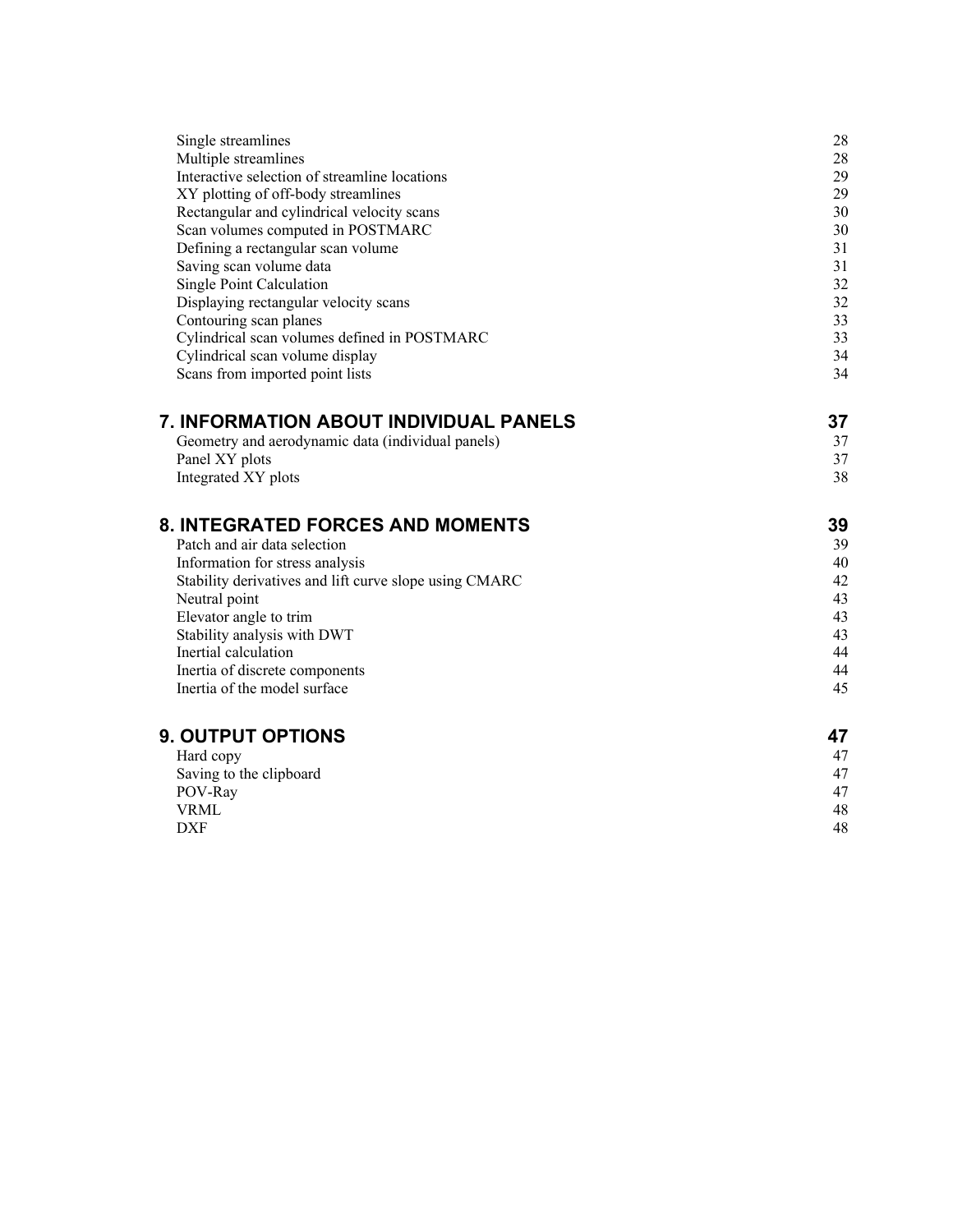Single streamlines 28
Multiple streamlines 28
Interactive selection of streamline locations 29
XY plotting of off-body streamlines 29
Rectangular and cylindrical velocity scans 30
Scan volumes computed in POSTMARC 30
Defining a rectangular scan volume 31
Saving scan volume data 31
Single Point Calculation 32
Displaying rectangular velocity scans 32
Contouring scan planes 33
Cylindrical scan volumes defined in POSTMARC 33
Cylindrical scan volume display 34
Scans from imported point lists 34

**7. INFORMATION ABOUT INDIVIDUAL PANELS 37**

Geometry and aerodynamic data (individual panels) 37
Panel XY plots 37
Integrated XY plots 38

**8. INTEGRATED FORCES AND MOMENTS 39**

Patch and air data selection 39
Information for stress analysis 40
Stability derivatives and lift curve slope using CMARC 42
Neutral point 43
Elevator angle to trim 43
Stability analysis with DWT 43
Inertial calculation 44
Inertia of discrete components 44
Inertia of the model surface 45

**9. OUTPUT OPTIONS 47**

Hard copy 47
Saving to the clipboard 47
POV-Ray 47
VRML 48
DXF 48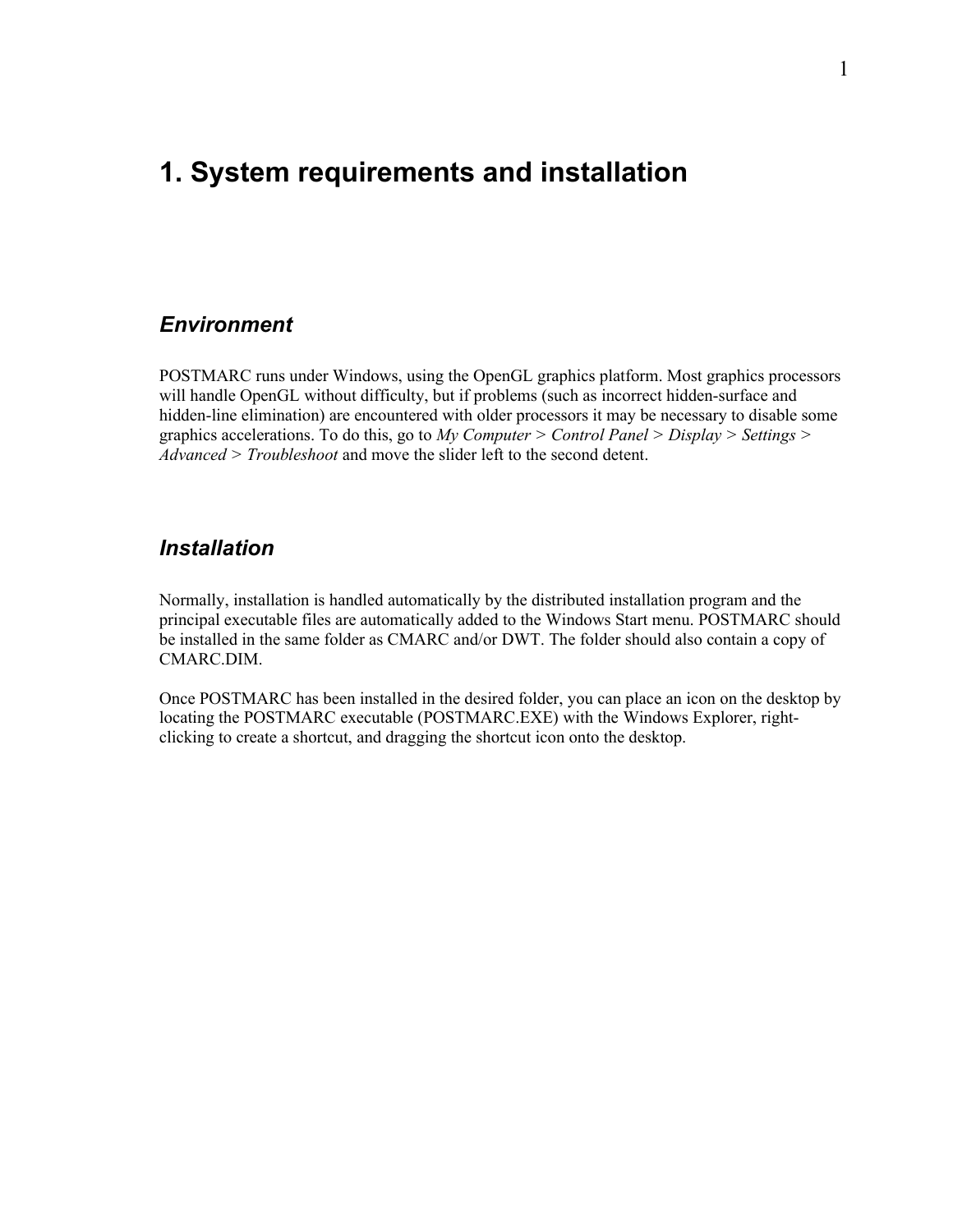# 1. System requirements and installation

## *Environment*

POSTMARC runs under Windows, using the OpenGL graphics platform. Most graphics processors will handle OpenGL without difficulty, but if problems (such as incorrect hidden-surface and hidden-line elimination) are encountered with older processors it may be necessary to disable some graphics accelerations. To do this, go to *My Computer* > *Control Panel* > *Display* > *Settings* > *Advanced* > *Troubleshoot* and move the slider left to the second detent.

## *Installation*

Normally, installation is handled automatically by the distributed installation program and the principal executable files are automatically added to the Windows Start menu. POSTMARC should be installed in the same folder as CMARC and/or DWT. The folder should also contain a copy of CMARC.DIM.

Once POSTMARC has been installed in the desired folder, you can place an icon on the desktop by locating the POSTMARC executable (POSTMARC.EXE) with the Windows Explorer, right-clicking to create a shortcut, and dragging the shortcut icon onto the desktop.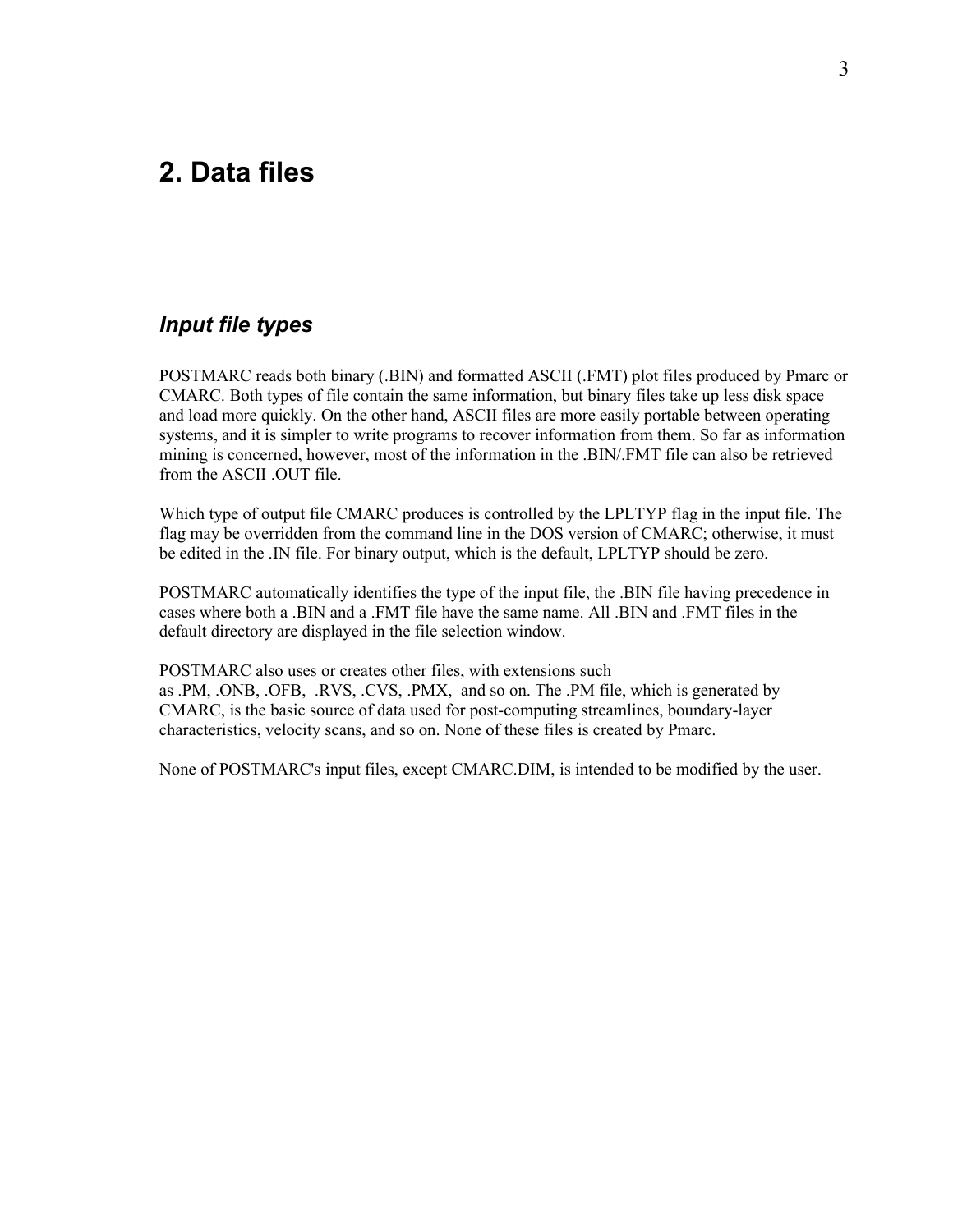# 2. Data files

### *Input file types*

POSTMARC reads both binary (.BIN) and formatted ASCII (.FMT) plot files produced by Pmarc or CMARC. Both types of file contain the same information, but binary files take up less disk space and load more quickly. On the other hand, ASCII files are more easily portable between operating systems, and it is simpler to write programs to recover information from them. So far as information mining is concerned, however, most of the information in the .BIN/.FMT file can also be retrieved from the ASCII .OUT file.

Which type of output file CMARC produces is controlled by the LPLTYP flag in the input file. The flag may be overridden from the command line in the DOS version of CMARC; otherwise, it must be edited in the .IN file. For binary output, which is the default, LPLTYP should be zero.

POSTMARC automatically identifies the type of the input file, the .BIN file having precedence in cases where both a .BIN and a .FMT file have the same name. All .BIN and .FMT files in the default directory are displayed in the file selection window.

POSTMARC also uses or creates other files, with extensions such as .PM, .ONB, .OFB, .RVS, .CVS, .PMX, and so on. The .PM file, which is generated by CMARC, is the basic source of data used for post-computing streamlines, boundary-layer characteristics, velocity scans, and so on. None of these files is created by Pmarc.

None of POSTMARC's input files, except CMARC.DIM, is intended to be modified by the user.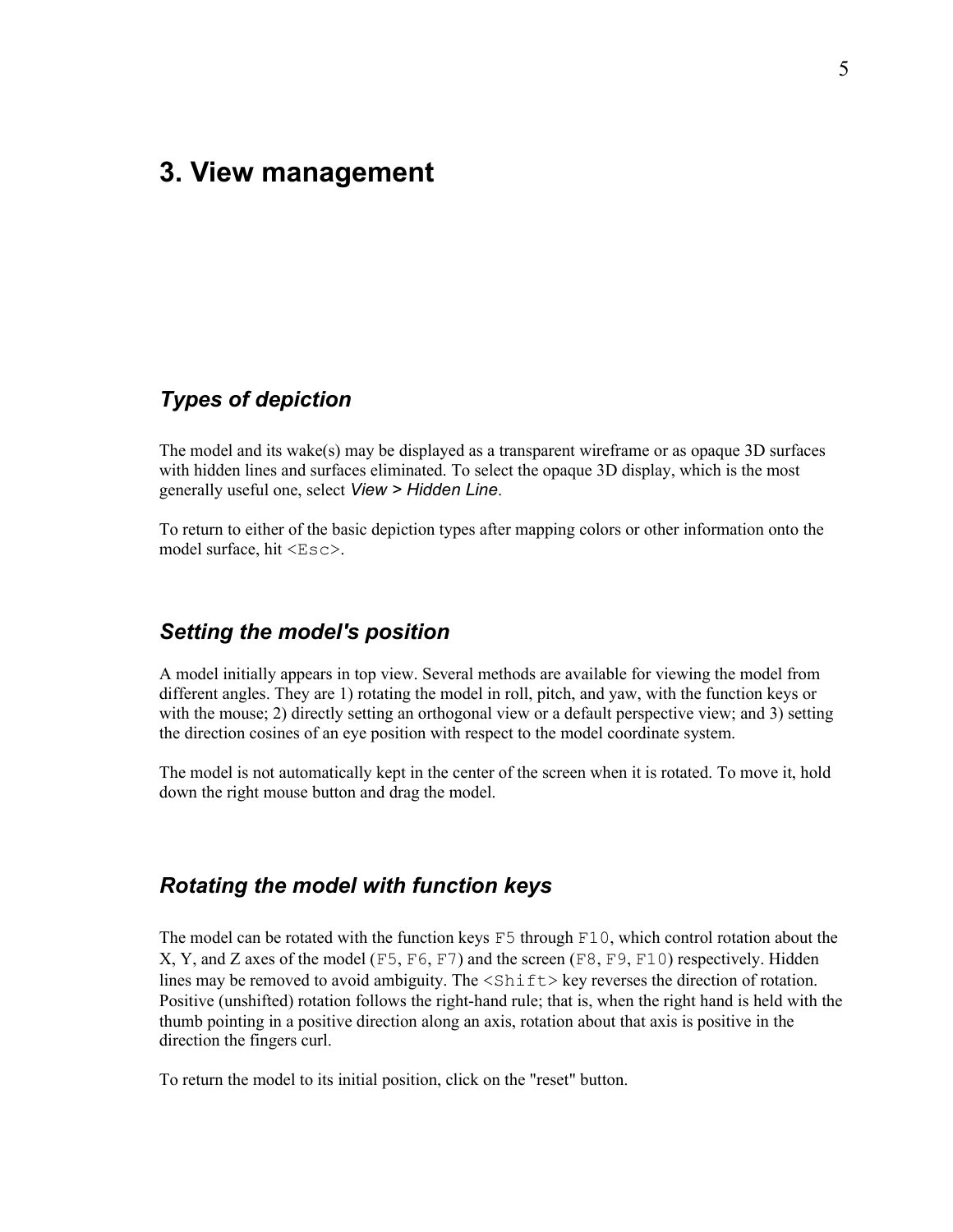# 3. View management

## *Types of depiction*

The model and its wake(s) may be displayed as a transparent wireframe or as opaque 3D surfaces with hidden lines and surfaces eliminated. To select the opaque 3D display, which is the most generally useful one, select *View > Hidden Line*.

To return to either of the basic depiction types after mapping colors or other information onto the model surface, hit `<Esc>`.

## *Setting the model's position*

A model initially appears in top view. Several methods are available for viewing the model from different angles. They are 1) rotating the model in roll, pitch, and yaw, with the function keys or with the mouse; 2) directly setting an orthogonal view or a default perspective view; and 3) setting the direction cosines of an eye position with respect to the model coordinate system.

The model is not automatically kept in the center of the screen when it is rotated. To move it, hold down the right mouse button and drag the model.

## *Rotating the model with function keys*

The model can be rotated with the function keys `F5` through `F10`, which control rotation about the X, Y, and Z axes of the model (`F5`, `F6`, `F7`) and the screen (`F8`, `F9`, `F10`) respectively. Hidden lines may be removed to avoid ambiguity. The `<Shift>` key reverses the direction of rotation. Positive (unshifted) rotation follows the right-hand rule; that is, when the right hand is held with the thumb pointing in a positive direction along an axis, rotation about that axis is positive in the direction the fingers curl.

To return the model to its initial position, click on the "reset" button.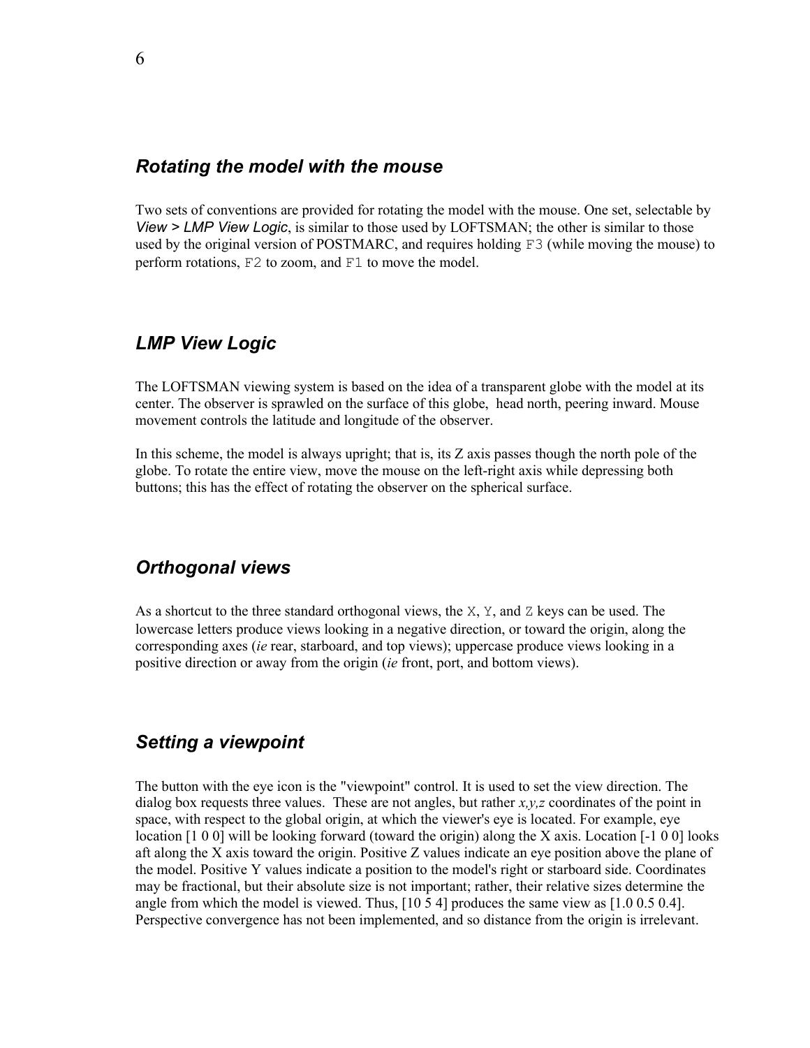## *Rotating the model with the mouse*

Two sets of conventions are provided for rotating the model with the mouse. One set, selectable by *View > LMP View Logic*, is similar to those used by LOFTSMAN; the other is similar to those used by the original version of POSTMARC, and requires holding `F3` (while moving the mouse) to perform rotations, `F2` to zoom, and `F1` to move the model.

## *LMP View Logic*

The LOFTSMAN viewing system is based on the idea of a transparent globe with the model at its center. The observer is sprawled on the surface of this globe, head north, peering inward. Mouse movement controls the latitude and longitude of the observer.

In this scheme, the model is always upright; that is, its Z axis passes though the north pole of the globe. To rotate the entire view, move the mouse on the left-right axis while depressing both buttons; this has the effect of rotating the observer on the spherical surface.

## *Orthogonal views*

As a shortcut to the three standard orthogonal views, the `X`, `Y`, and `Z` keys can be used. The lowercase letters produce views looking in a negative direction, or toward the origin, along the corresponding axes (*ie* rear, starboard, and top views); uppercase produce views looking in a positive direction or away from the origin (*ie* front, port, and bottom views).

## *Setting a viewpoint*

The button with the eye icon is the "viewpoint" control. It is used to set the view direction. The dialog box requests three values. These are not angles, but rather *x,y,z* coordinates of the point in space, with respect to the global origin, at which the viewer's eye is located. For example, eye location [1 0 0] will be looking forward (toward the origin) along the X axis. Location [-1 0 0] looks aft along the X axis toward the origin. Positive Z values indicate an eye position above the plane of the model. Positive Y values indicate a position to the model's right or starboard side. Coordinates may be fractional, but their absolute size is not important; rather, their relative sizes determine the angle from which the model is viewed. Thus, [10 5 4] produces the same view as [1.0 0.5 0.4]. Perspective convergence has not been implemented, and so distance from the origin is irrelevant.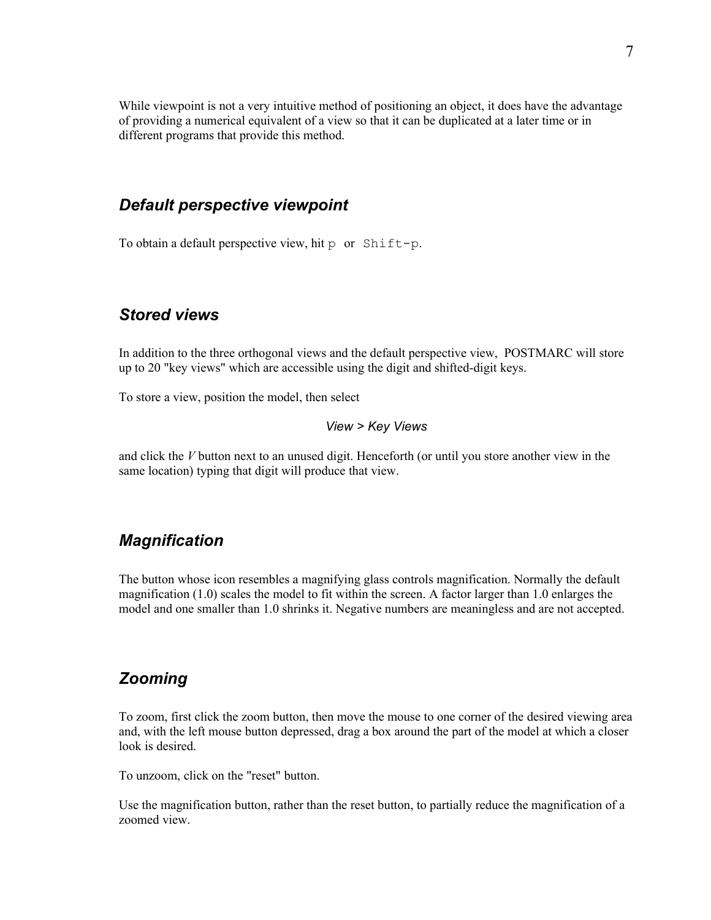While viewpoint is not a very intuitive method of positioning an object, it does have the advantage of providing a numerical equivalent of a view so that it can be duplicated at a later time or in different programs that provide this method.

## *Default perspective viewpoint*

To obtain a default perspective view, hit `p` or `Shift-p`.

## *Stored views*

In addition to the three orthogonal views and the default perspective view, POSTMARC will store up to 20 "key views" which are accessible using the digit and shifted-digit keys.

To store a view, position the model, then select

*View > Key Views*

and click the *V* button next to an unused digit. Henceforth (or until you store another view in the same location) typing that digit will produce that view.

## *Magnification*

The button whose icon resembles a magnifying glass controls magnification. Normally the default magnification (1.0) scales the model to fit within the screen. A factor larger than 1.0 enlarges the model and one smaller than 1.0 shrinks it. Negative numbers are meaningless and are not accepted.

## *Zooming*

To zoom, first click the zoom button, then move the mouse to one corner of the desired viewing area and, with the left mouse button depressed, drag a box around the part of the model at which a closer look is desired.

To unzoom, click on the "reset" button.

Use the magnification button, rather than the reset button, to partially reduce the magnification of a zoomed view.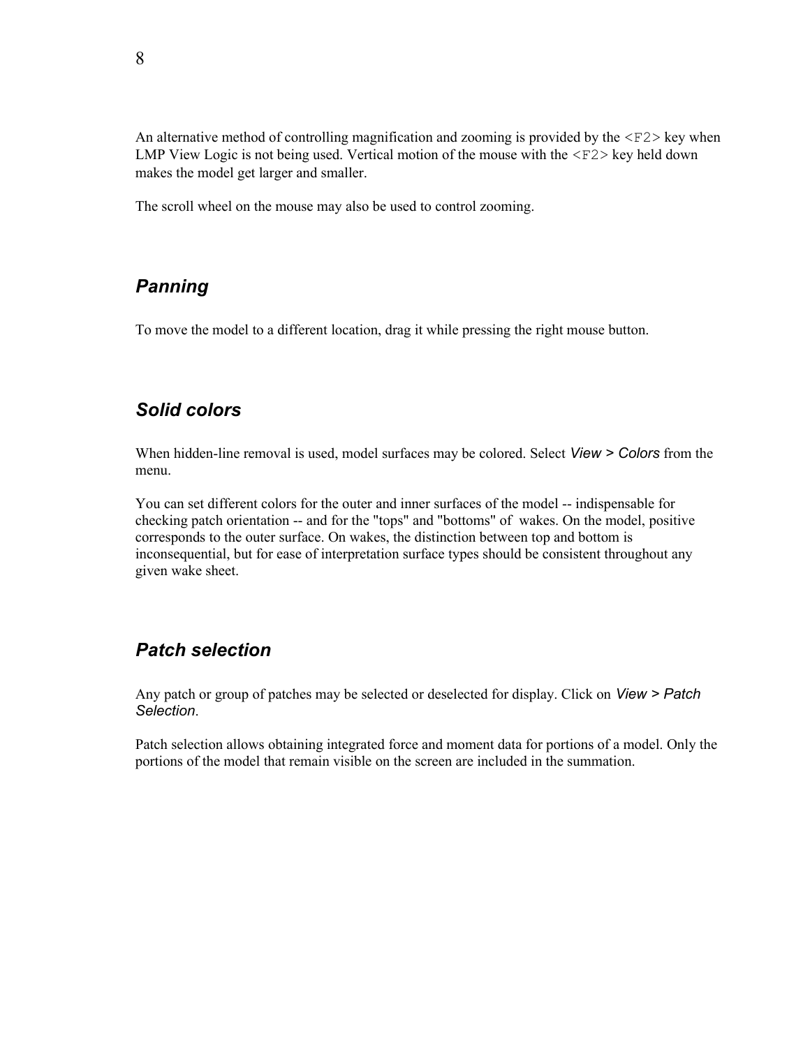An alternative method of controlling magnification and zooming is provided by the `<F2>` key when LMP View Logic is not being used. Vertical motion of the mouse with the `<F2>` key held down makes the model get larger and smaller.

The scroll wheel on the mouse may also be used to control zooming.

## *Panning*

To move the model to a different location, drag it while pressing the right mouse button.

## *Solid colors*

When hidden-line removal is used, model surfaces may be colored. Select *View > Colors* from the menu.

You can set different colors for the outer and inner surfaces of the model -- indispensable for checking patch orientation -- and for the "tops" and "bottoms" of wakes. On the model, positive corresponds to the outer surface. On wakes, the distinction between top and bottom is inconsequential, but for ease of interpretation surface types should be consistent throughout any given wake sheet.

## *Patch selection*

Any patch or group of patches may be selected or deselected for display. Click on *View > Patch Selection*.

Patch selection allows obtaining integrated force and moment data for portions of a model. Only the portions of the model that remain visible on the screen are included in the summation.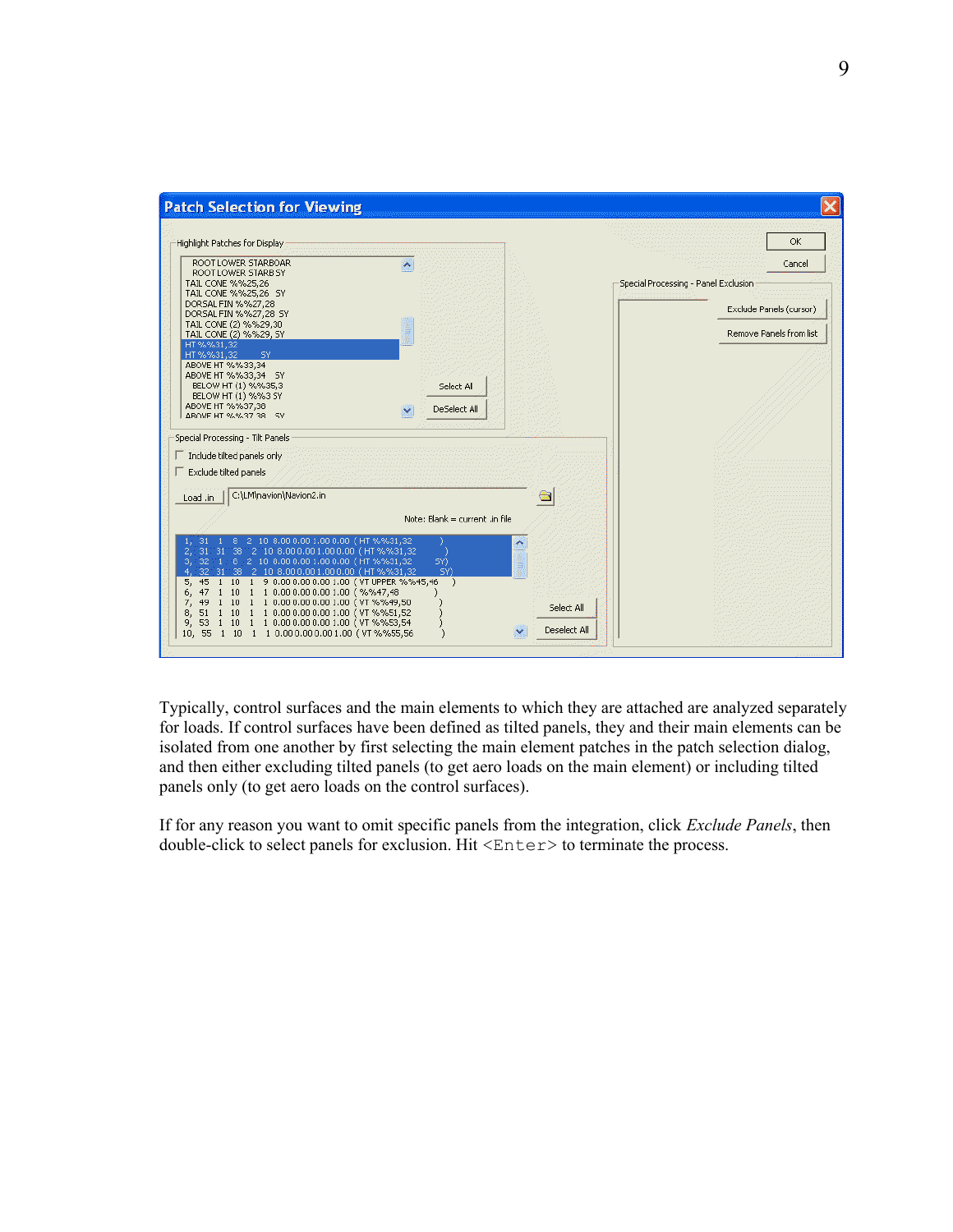Typically, control surfaces and the main elements to which they are attached are analyzed separately for loads. If control surfaces have been defined as tilted panels, they and their main elements can be isolated from one another by first selecting the main element patches in the patch selection dialog, and then either excluding tilted panels (to get aero loads on the main element) or including tilted panels only (to get aero loads on the control surfaces).

If for any reason you want to omit specific panels from the integration, click *Exclude Panels*, then double-click to select panels for exclusion. Hit `<Enter>` to terminate the process.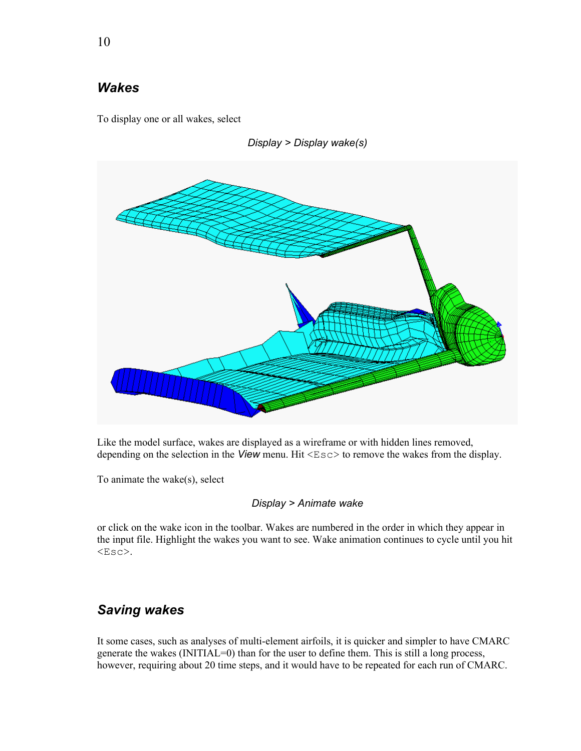## *Wakes*

To display one or all wakes, select

*Display > Display wake(s)*

Like the model surface, wakes are displayed as a wireframe or with hidden lines removed, depending on the selection in the *View* menu. Hit `<Esc>` to remove the wakes from the display.

To animate the wake(s), select

*Display > Animate wake*

or click on the wake icon in the toolbar. Wakes are numbered in the order in which they appear in the input file. Highlight the wakes you want to see. Wake animation continues to cycle until you hit `<Esc>`.

## *Saving wakes*

It some cases, such as analyses of multi-element airfoils, it is quicker and simpler to have CMARC generate the wakes (INITIAL=0) than for the user to define them. This is still a long process, however, requiring about 20 time steps, and it would have to be repeated for each run of CMARC.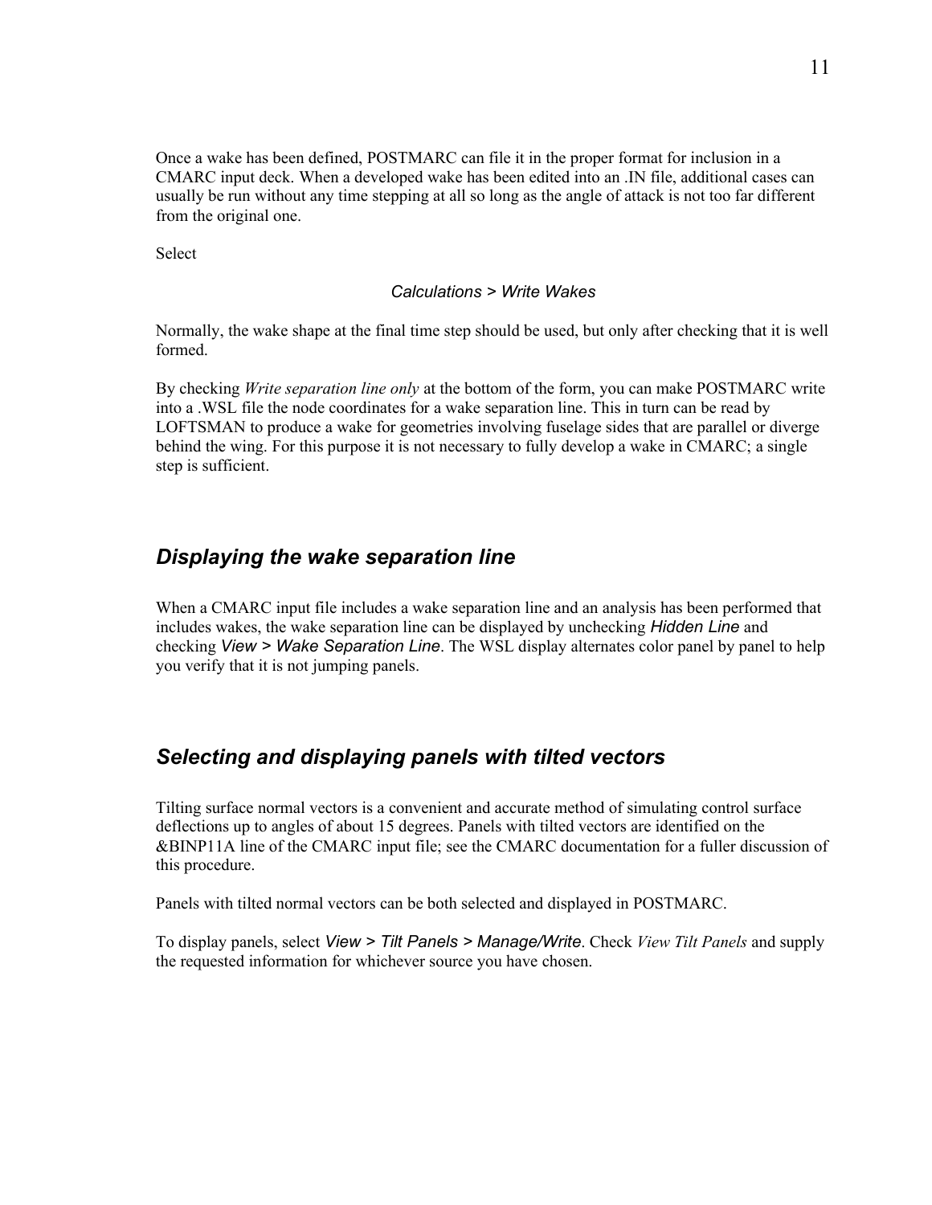Once a wake has been defined, POSTMARC can file it in the proper format for inclusion in a CMARC input deck. When a developed wake has been edited into an .IN file, additional cases can usually be run without any time stepping at all so long as the angle of attack is not too far different from the original one.

Select

*Calculations > Write Wakes*

Normally, the wake shape at the final time step should be used, but only after checking that it is well formed.

By checking *Write separation line only* at the bottom of the form, you can make POSTMARC write into a .WSL file the node coordinates for a wake separation line. This in turn can be read by LOFTSMAN to produce a wake for geometries involving fuselage sides that are parallel or diverge behind the wing. For this purpose it is not necessary to fully develop a wake in CMARC; a single step is sufficient.

## *Displaying the wake separation line*

When a CMARC input file includes a wake separation line and an analysis has been performed that includes wakes, the wake separation line can be displayed by unchecking *Hidden Line* and checking *View > Wake Separation Line*. The WSL display alternates color panel by panel to help you verify that it is not jumping panels.

## *Selecting and displaying panels with tilted vectors*

Tilting surface normal vectors is a convenient and accurate method of simulating control surface deflections up to angles of about 15 degrees. Panels with tilted vectors are identified on the &BINP11A line of the CMARC input file; see the CMARC documentation for a fuller discussion of this procedure.

Panels with tilted normal vectors can be both selected and displayed in POSTMARC.

To display panels, select *View > Tilt Panels > Manage/Write*. Check *View Tilt Panels* and supply the requested information for whichever source you have chosen.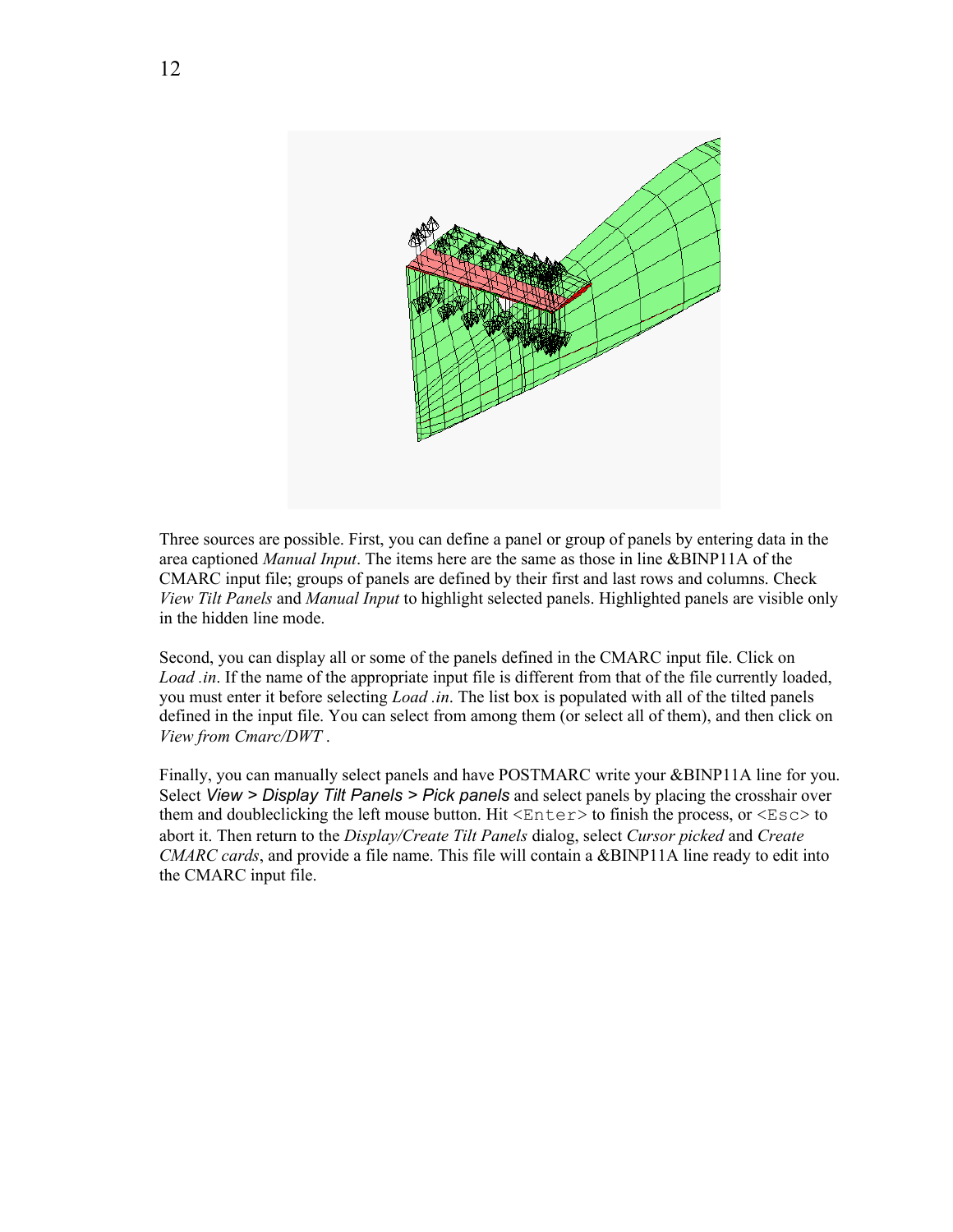Three sources are possible. First, you can define a panel or group of panels by entering data in the area captioned *Manual Input*. The items here are the same as those in line &BINP11A of the CMARC input file; groups of panels are defined by their first and last rows and columns. Check *View Tilt Panels* and *Manual Input* to highlight selected panels. Highlighted panels are visible only in the hidden line mode.

Second, you can display all or some of the panels defined in the CMARC input file. Click on *Load .in*. If the name of the appropriate input file is different from that of the file currently loaded, you must enter it before selecting *Load .in*. The list box is populated with all of the tilted panels defined in the input file. You can select from among them (or select all of them), and then click on *View from Cmarc/DWT* .

Finally, you can manually select panels and have POSTMARC write your &BINP11A line for you. Select *View > Display Tilt Panels > Pick panels* and select panels by placing the crosshair over them and doubleclicking the left mouse button. Hit `<Enter>` to finish the process, or `<Esc>` to abort it. Then return to the *Display/Create Tilt Panels* dialog, select *Cursor picked* and *Create CMARC cards*, and provide a file name. This file will contain a &BINP11A line ready to edit into the CMARC input file.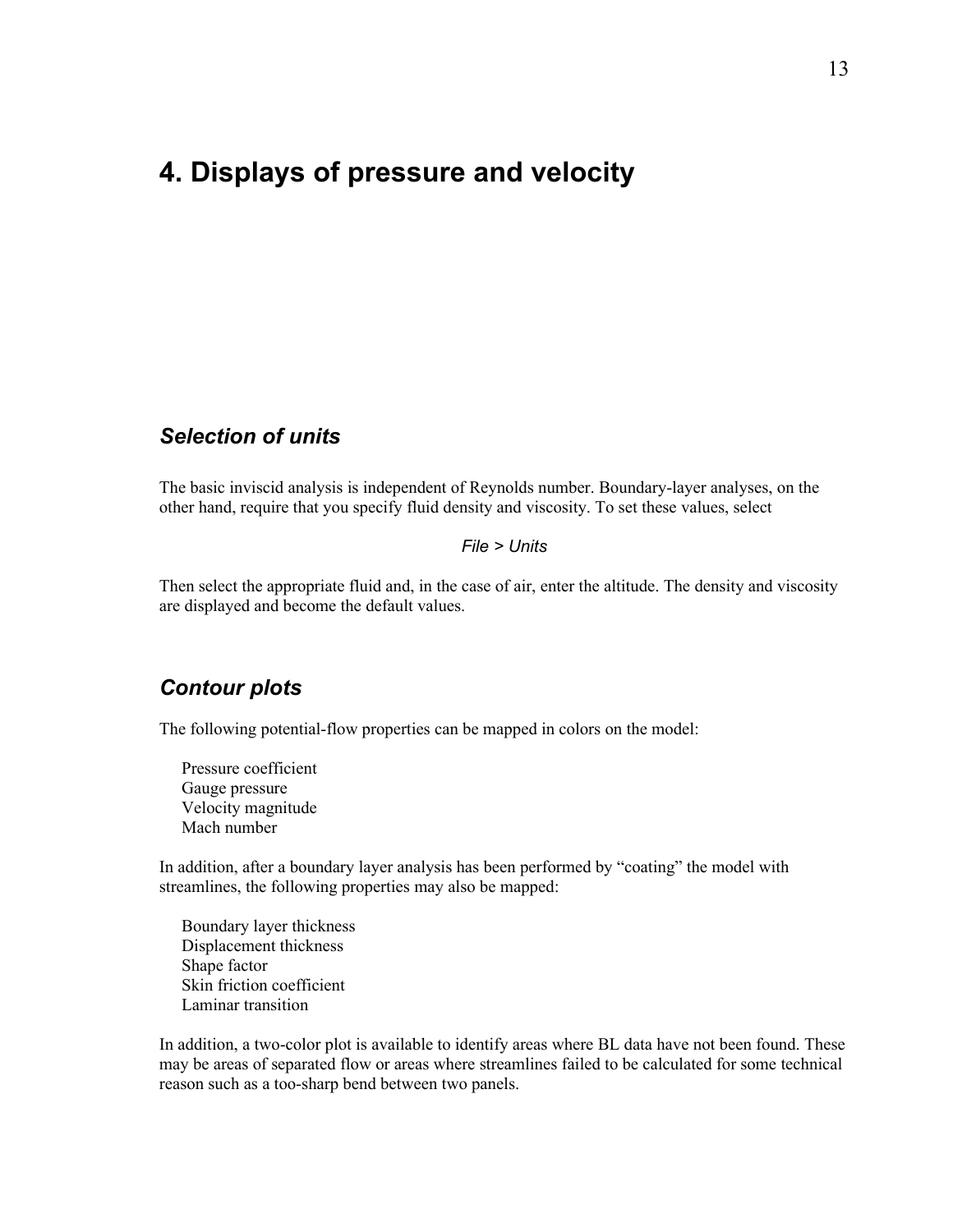# 4. Displays of pressure and velocity

## *Selection of units*

The basic inviscid analysis is independent of Reynolds number. Boundary-layer analyses, on the other hand, require that you specify fluid density and viscosity. To set these values, select

*File > Units*

Then select the appropriate fluid and, in the case of air, enter the altitude. The density and viscosity are displayed and become the default values.

## *Contour plots*

The following potential-flow properties can be mapped in colors on the model:

Pressure coefficient
Gauge pressure
Velocity magnitude
Mach number

In addition, after a boundary layer analysis has been performed by "coating" the model with streamlines, the following properties may also be mapped:

Boundary layer thickness
Displacement thickness
Shape factor
Skin friction coefficient
Laminar transition

In addition, a two-color plot is available to identify areas where BL data have not been found. These may be areas of separated flow or areas where streamlines failed to be calculated for some technical reason such as a too-sharp bend between two panels.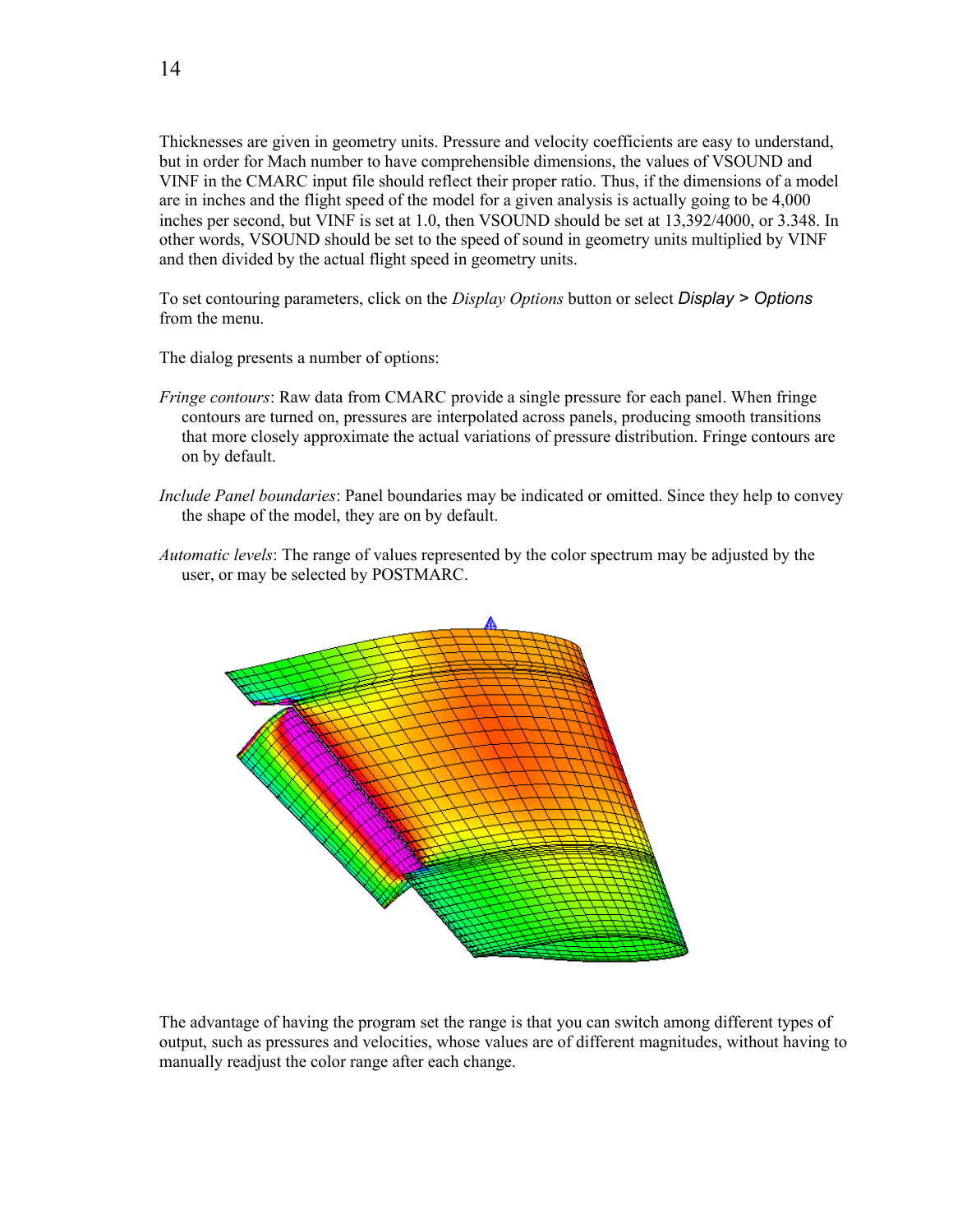Thicknesses are given in geometry units. Pressure and velocity coefficients are easy to understand, but in order for Mach number to have comprehensible dimensions, the values of VSOUND and VINF in the CMARC input file should reflect their proper ratio. Thus, if the dimensions of a model are in inches and the flight speed of the model for a given analysis is actually going to be 4,000 inches per second, but VINF is set at 1.0, then VSOUND should be set at 13,392/4000, or 3.348. In other words, VSOUND should be set to the speed of sound in geometry units multiplied by VINF and then divided by the actual flight speed in geometry units.

To set contouring parameters, click on the *Display Options* button or select *Display > Options* from the menu.

The dialog presents a number of options:

*Fringe contours*: Raw data from CMARC provide a single pressure for each panel. When fringe contours are turned on, pressures are interpolated across panels, producing smooth transitions that more closely approximate the actual variations of pressure distribution. Fringe contours are on by default.

*Include Panel boundaries*: Panel boundaries may be indicated or omitted. Since they help to convey the shape of the model, they are on by default.

*Automatic levels*: The range of values represented by the color spectrum may be adjusted by the user, or may be selected by POSTMARC.

The advantage of having the program set the range is that you can switch among different types of output, such as pressures and velocities, whose values are of different magnitudes, without having to manually readjust the color range after each change.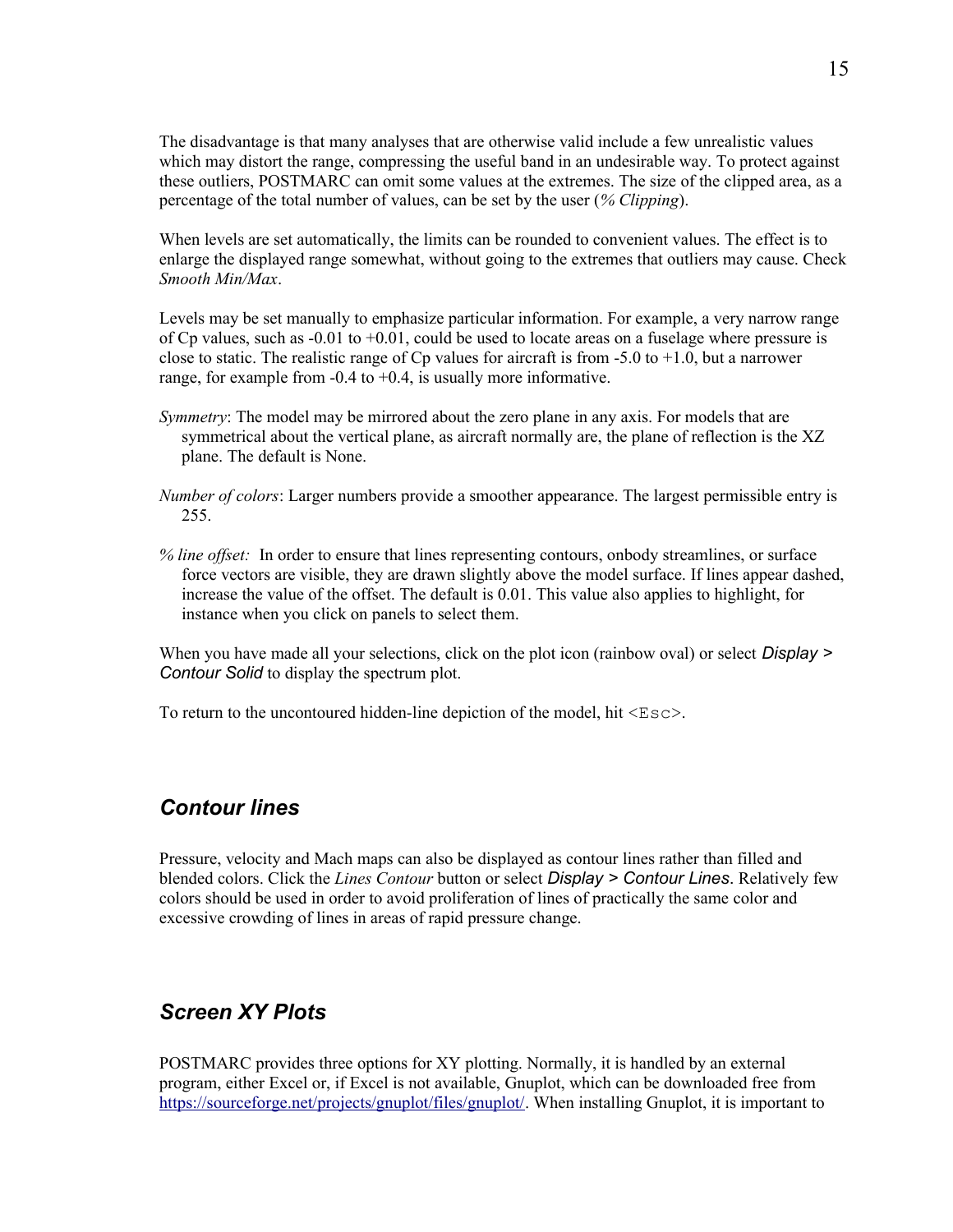The disadvantage is that many analyses that are otherwise valid include a few unrealistic values which may distort the range, compressing the useful band in an undesirable way. To protect against these outliers, POSTMARC can omit some values at the extremes. The size of the clipped area, as a percentage of the total number of values, can be set by the user (*% Clipping*).

When levels are set automatically, the limits can be rounded to convenient values. The effect is to enlarge the displayed range somewhat, without going to the extremes that outliers may cause. Check *Smooth Min/Max*.

Levels may be set manually to emphasize particular information. For example, a very narrow range of Cp values, such as -0.01 to +0.01, could be used to locate areas on a fuselage where pressure is close to static. The realistic range of Cp values for aircraft is from -5.0 to +1.0, but a narrower range, for example from -0.4 to +0.4, is usually more informative.

*Symmetry*: The model may be mirrored about the zero plane in any axis. For models that are symmetrical about the vertical plane, as aircraft normally are, the plane of reflection is the XZ plane. The default is None.

*Number of colors*: Larger numbers provide a smoother appearance. The largest permissible entry is 255.

*% line offset:* In order to ensure that lines representing contours, onbody streamlines, or surface force vectors are visible, they are drawn slightly above the model surface. If lines appear dashed, increase the value of the offset. The default is 0.01. This value also applies to highlight, for instance when you click on panels to select them.

When you have made all your selections, click on the plot icon (rainbow oval) or select *Display > Contour Solid* to display the spectrum plot.

To return to the uncontoured hidden-line depiction of the model, hit `<Esc>`.

## *Contour lines*

Pressure, velocity and Mach maps can also be displayed as contour lines rather than filled and blended colors. Click the *Lines Contour* button or select *Display > Contour Lines*. Relatively few colors should be used in order to avoid proliferation of lines of practically the same color and excessive crowding of lines in areas of rapid pressure change.

## *Screen XY Plots*

POSTMARC provides three options for XY plotting. Normally, it is handled by an external program, either Excel or, if Excel is not available, Gnuplot, which can be downloaded free from https://sourceforge.net/projects/gnuplot/files/gnuplot/. When installing Gnuplot, it is important to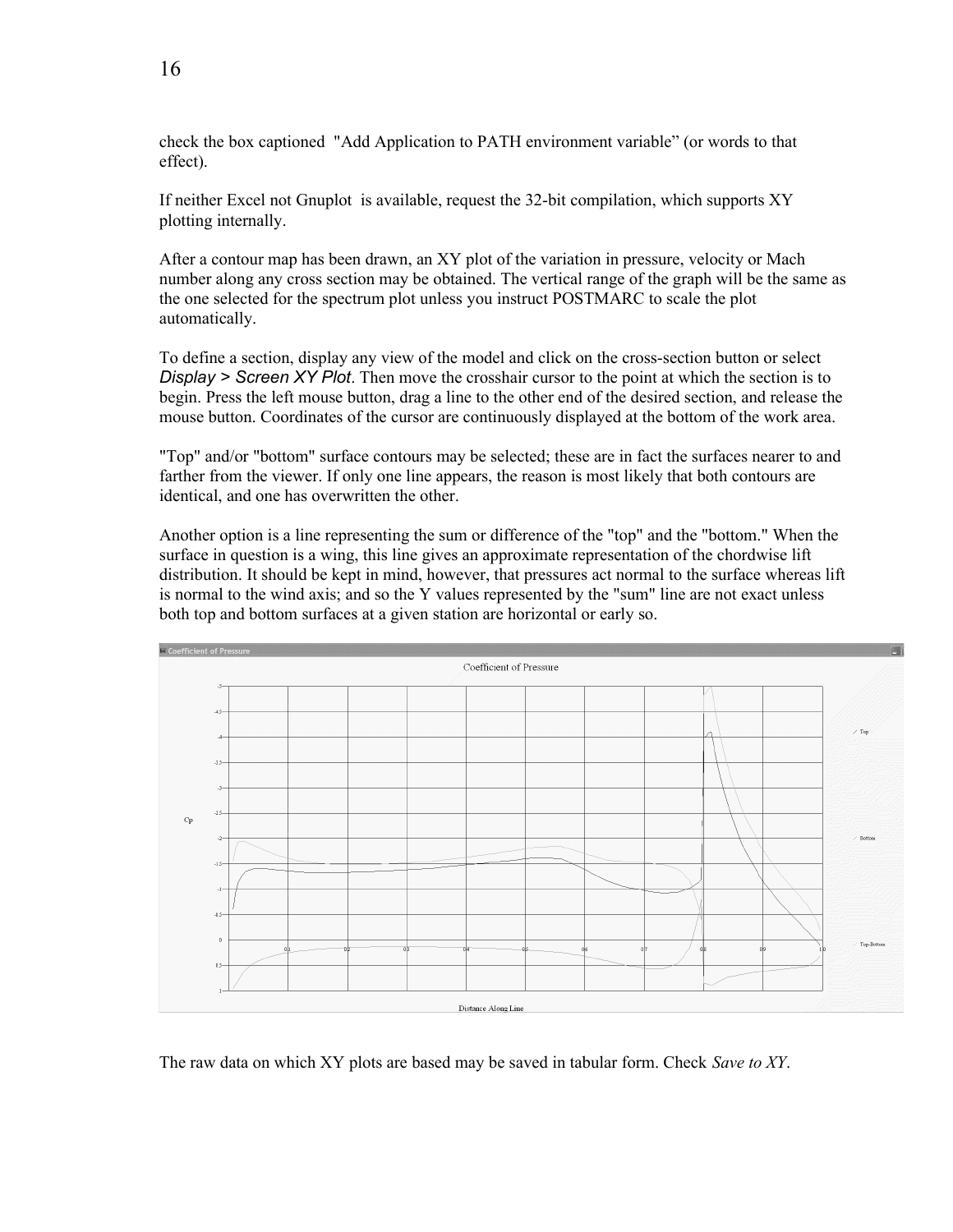check the box captioned "Add Application to PATH environment variable" (or words to that effect).

If neither Excel not Gnuplot is available, request the 32-bit compilation, which supports XY plotting internally.

After a contour map has been drawn, an XY plot of the variation in pressure, velocity or Mach number along any cross section may be obtained. The vertical range of the graph will be the same as the one selected for the spectrum plot unless you instruct POSTMARC to scale the plot automatically.

To define a section, display any view of the model and click on the cross-section button or select *Display > Screen XY Plot*. Then move the crosshair cursor to the point at which the section is to begin. Press the left mouse button, drag a line to the other end of the desired section, and release the mouse button. Coordinates of the cursor are continuously displayed at the bottom of the work area.

"Top" and/or "bottom" surface contours may be selected; these are in fact the surfaces nearer to and farther from the viewer. If only one line appears, the reason is most likely that both contours are identical, and one has overwritten the other.

Another option is a line representing the sum or difference of the "top" and the "bottom." When the surface in question is a wing, this line gives an approximate representation of the chordwise lift distribution. It should be kept in mind, however, that pressures act normal to the surface whereas lift is normal to the wind axis; and so the Y values represented by the "sum" line are not exact unless both top and bottom surfaces at a given station are horizontal or early so.

The raw data on which XY plots are based may be saved in tabular form. Check *Save to XY*.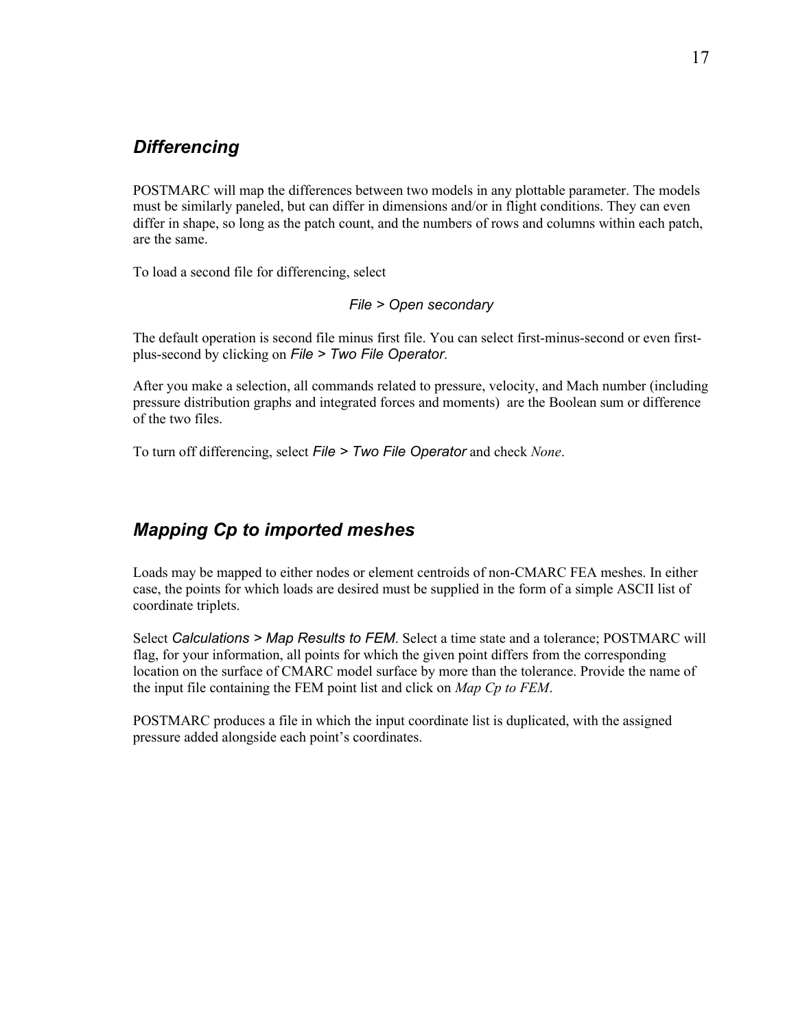## *Differencing*

POSTMARC will map the differences between two models in any plottable parameter. The models must be similarly paneled, but can differ in dimensions and/or in flight conditions. They can even differ in shape, so long as the patch count, and the numbers of rows and columns within each patch, are the same.

To load a second file for differencing, select

*File > Open secondary*

The default operation is second file minus first file. You can select first-minus-second or even first-plus-second by clicking on *File > Two File Operator*.

After you make a selection, all commands related to pressure, velocity, and Mach number (including pressure distribution graphs and integrated forces and moments) are the Boolean sum or difference of the two files.

To turn off differencing, select *File > Two File Operator* and check *None*.

## *Mapping Cp to imported meshes*

Loads may be mapped to either nodes or element centroids of non-CMARC FEA meshes. In either case, the points for which loads are desired must be supplied in the form of a simple ASCII list of coordinate triplets.

Select *Calculations > Map Results to FEM*. Select a time state and a tolerance; POSTMARC will flag, for your information, all points for which the given point differs from the corresponding location on the surface of CMARC model surface by more than the tolerance. Provide the name of the input file containing the FEM point list and click on *Map Cp to FEM*.

POSTMARC produces a file in which the input coordinate list is duplicated, with the assigned pressure added alongside each point's coordinates.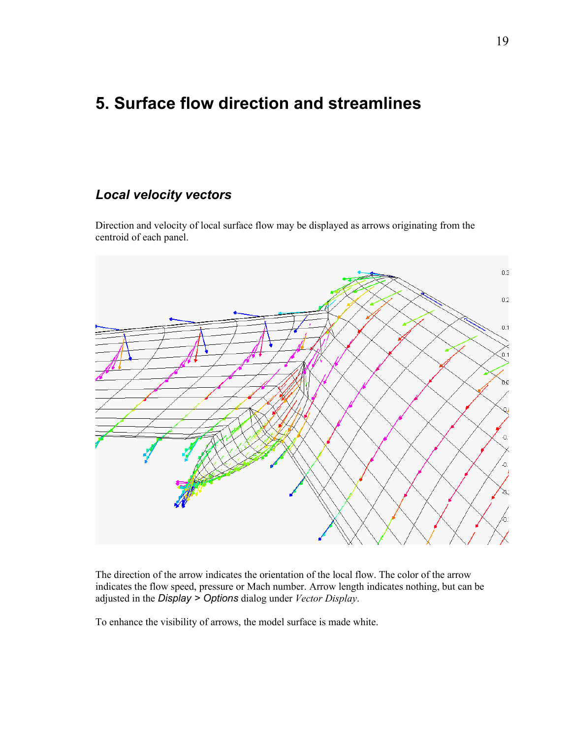# 5. Surface flow direction and streamlines

## *Local velocity vectors*

Direction and velocity of local surface flow may be displayed as arrows originating from the centroid of each panel.

The direction of the arrow indicates the orientation of the local flow. The color of the arrow indicates the flow speed, pressure or Mach number. Arrow length indicates nothing, but can be adjusted in the *Display > Options* dialog under *Vector Display*.

To enhance the visibility of arrows, the model surface is made white.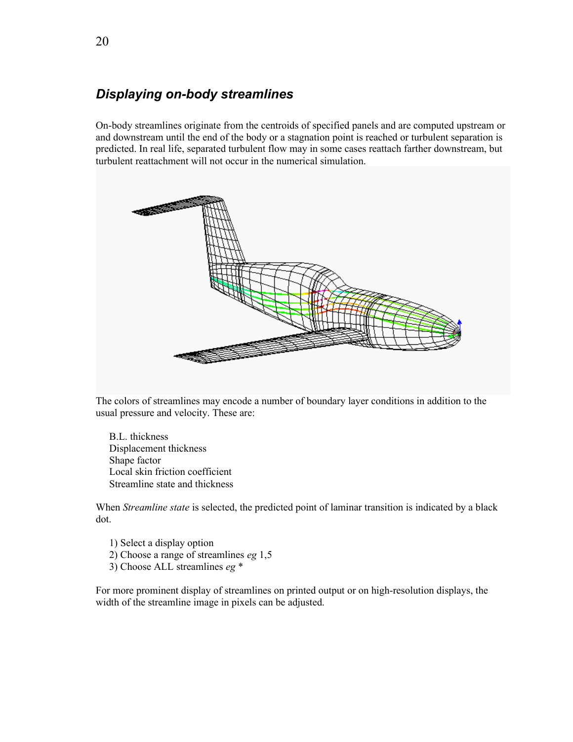## *Displaying on-body streamlines*

On-body streamlines originate from the centroids of specified panels and are computed upstream or and downstream until the end of the body or a stagnation point is reached or turbulent separation is predicted. In real life, separated turbulent flow may in some cases reattach farther downstream, but turbulent reattachment will not occur in the numerical simulation.

The colors of streamlines may encode a number of boundary layer conditions in addition to the usual pressure and velocity. These are:

- B.L. thickness
- Displacement thickness
- Shape factor
- Local skin friction coefficient
- Streamline state and thickness

When *Streamline state* is selected, the predicted point of laminar transition is indicated by a black dot.

1) Select a display option
2) Choose a range of streamlines *eg* 1,5
3) Choose ALL streamlines *eg* *

For more prominent display of streamlines on printed output or on high-resolution displays, the width of the streamline image in pixels can be adjusted.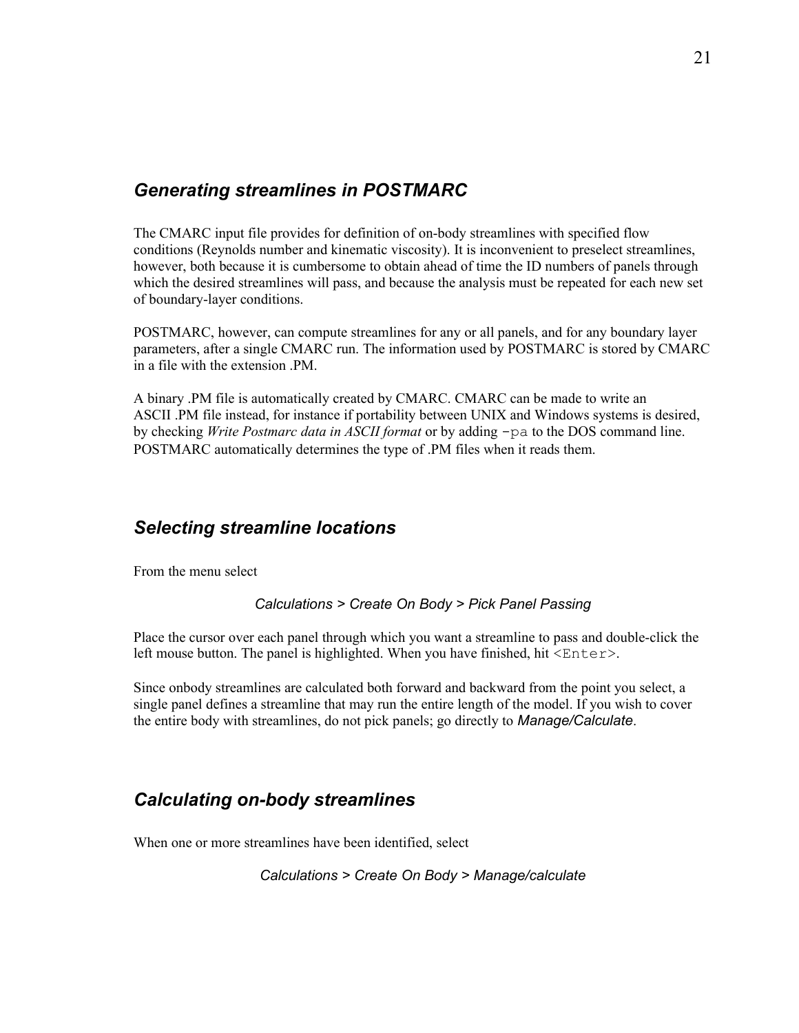## *Generating streamlines in POSTMARC*

The CMARC input file provides for definition of on-body streamlines with specified flow conditions (Reynolds number and kinematic viscosity). It is inconvenient to preselect streamlines, however, both because it is cumbersome to obtain ahead of time the ID numbers of panels through which the desired streamlines will pass, and because the analysis must be repeated for each new set of boundary-layer conditions.

POSTMARC, however, can compute streamlines for any or all panels, and for any boundary layer parameters, after a single CMARC run. The information used by POSTMARC is stored by CMARC in a file with the extension .PM.

A binary .PM file is automatically created by CMARC. CMARC can be made to write an ASCII .PM file instead, for instance if portability between UNIX and Windows systems is desired, by checking *Write Postmarc data in ASCII format* or by adding `-pa` to the DOS command line. POSTMARC automatically determines the type of .PM files when it reads them.

## *Selecting streamline locations*

From the menu select

*Calculations > Create On Body > Pick Panel Passing*

Place the cursor over each panel through which you want a streamline to pass and double-click the left mouse button. The panel is highlighted. When you have finished, hit `<Enter>`.

Since onbody streamlines are calculated both forward and backward from the point you select, a single panel defines a streamline that may run the entire length of the model. If you wish to cover the entire body with streamlines, do not pick panels; go directly to *Manage/Calculate*.

## *Calculating on-body streamlines*

When one or more streamlines have been identified, select

*Calculations > Create On Body > Manage/calculate*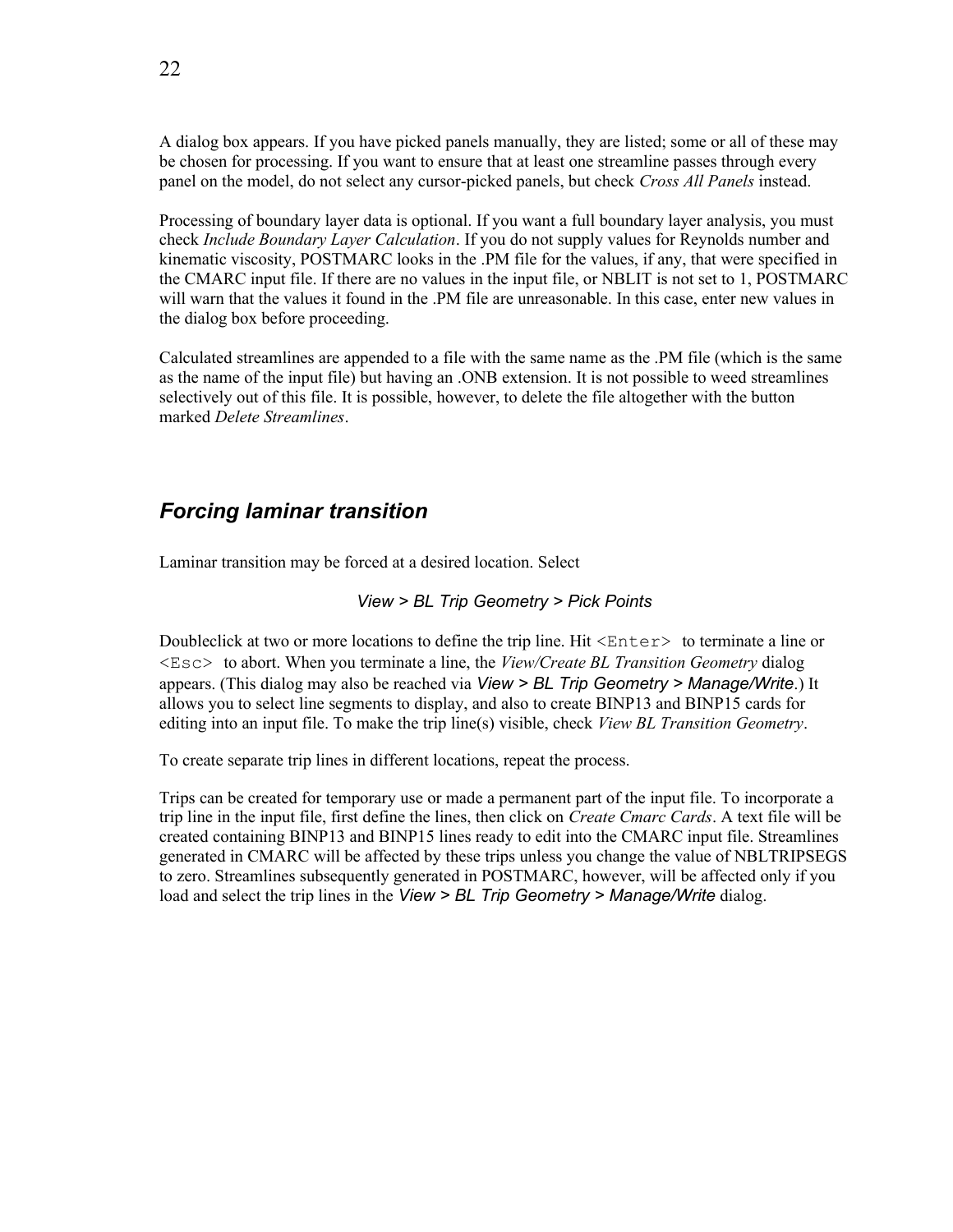A dialog box appears. If you have picked panels manually, they are listed; some or all of these may be chosen for processing. If you want to ensure that at least one streamline passes through every panel on the model, do not select any cursor-picked panels, but check *Cross All Panels* instead.

Processing of boundary layer data is optional. If you want a full boundary layer analysis, you must check *Include Boundary Layer Calculation*. If you do not supply values for Reynolds number and kinematic viscosity, POSTMARC looks in the .PM file for the values, if any, that were specified in the CMARC input file. If there are no values in the input file, or NBLIT is not set to 1, POSTMARC will warn that the values it found in the .PM file are unreasonable. In this case, enter new values in the dialog box before proceeding.

Calculated streamlines are appended to a file with the same name as the .PM file (which is the same as the name of the input file) but having an .ONB extension. It is not possible to weed streamlines selectively out of this file. It is possible, however, to delete the file altogether with the button marked *Delete Streamlines*.

## *Forcing laminar transition*

Laminar transition may be forced at a desired location. Select

*View > BL Trip Geometry > Pick Points*

Doubleclick at two or more locations to define the trip line. Hit `<Enter>` to terminate a line or `<Esc>` to abort. When you terminate a line, the *View/Create BL Transition Geometry* dialog appears. (This dialog may also be reached via *View > BL Trip Geometry > Manage/Write*.) It allows you to select line segments to display, and also to create BINP13 and BINP15 cards for editing into an input file. To make the trip line(s) visible, check *View BL Transition Geometry*.

To create separate trip lines in different locations, repeat the process.

Trips can be created for temporary use or made a permanent part of the input file. To incorporate a trip line in the input file, first define the lines, then click on *Create Cmarc Cards*. A text file will be created containing BINP13 and BINP15 lines ready to edit into the CMARC input file. Streamlines generated in CMARC will be affected by these trips unless you change the value of NBLTRIPSEGS to zero. Streamlines subsequently generated in POSTMARC, however, will be affected only if you load and select the trip lines in the *View > BL Trip Geometry > Manage/Write* dialog.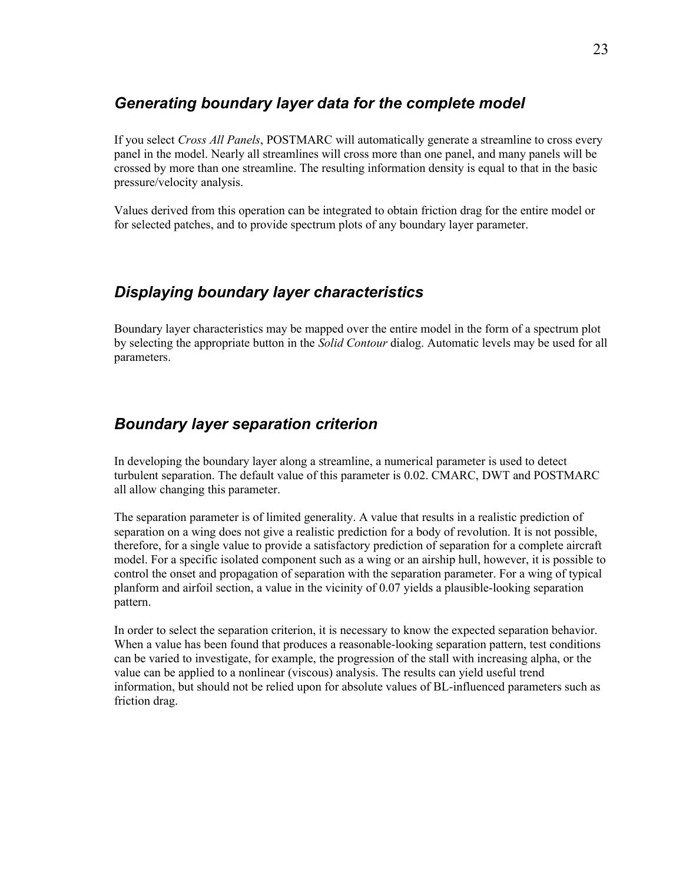### *Generating boundary layer data for the complete model*

If you select *Cross All Panels*, POSTMARC will automatically generate a streamline to cross every panel in the model. Nearly all streamlines will cross more than one panel, and many panels will be crossed by more than one streamline. The resulting information density is equal to that in the basic pressure/velocity analysis.

Values derived from this operation can be integrated to obtain friction drag for the entire model or for selected patches, and to provide spectrum plots of any boundary layer parameter.

### *Displaying boundary layer characteristics*

Boundary layer characteristics may be mapped over the entire model in the form of a spectrum plot by selecting the appropriate button in the *Solid Contour* dialog. Automatic levels may be used for all parameters.

### *Boundary layer separation criterion*

In developing the boundary layer along a streamline, a numerical parameter is used to detect turbulent separation. The default value of this parameter is 0.02. CMARC, DWT and POSTMARC all allow changing this parameter.

The separation parameter is of limited generality. A value that results in a realistic prediction of separation on a wing does not give a realistic prediction for a body of revolution. It is not possible, therefore, for a single value to provide a satisfactory prediction of separation for a complete aircraft model. For a specific isolated component such as a wing or an airship hull, however, it is possible to control the onset and propagation of separation with the separation parameter. For a wing of typical planform and airfoil section, a value in the vicinity of 0.07 yields a plausible-looking separation pattern.

In order to select the separation criterion, it is necessary to know the expected separation behavior. When a value has been found that produces a reasonable-looking separation pattern, test conditions can be varied to investigate, for example, the progression of the stall with increasing alpha, or the value can be applied to a nonlinear (viscous) analysis. The results can yield useful trend information, but should not be relied upon for absolute values of BL-influenced parameters such as friction drag.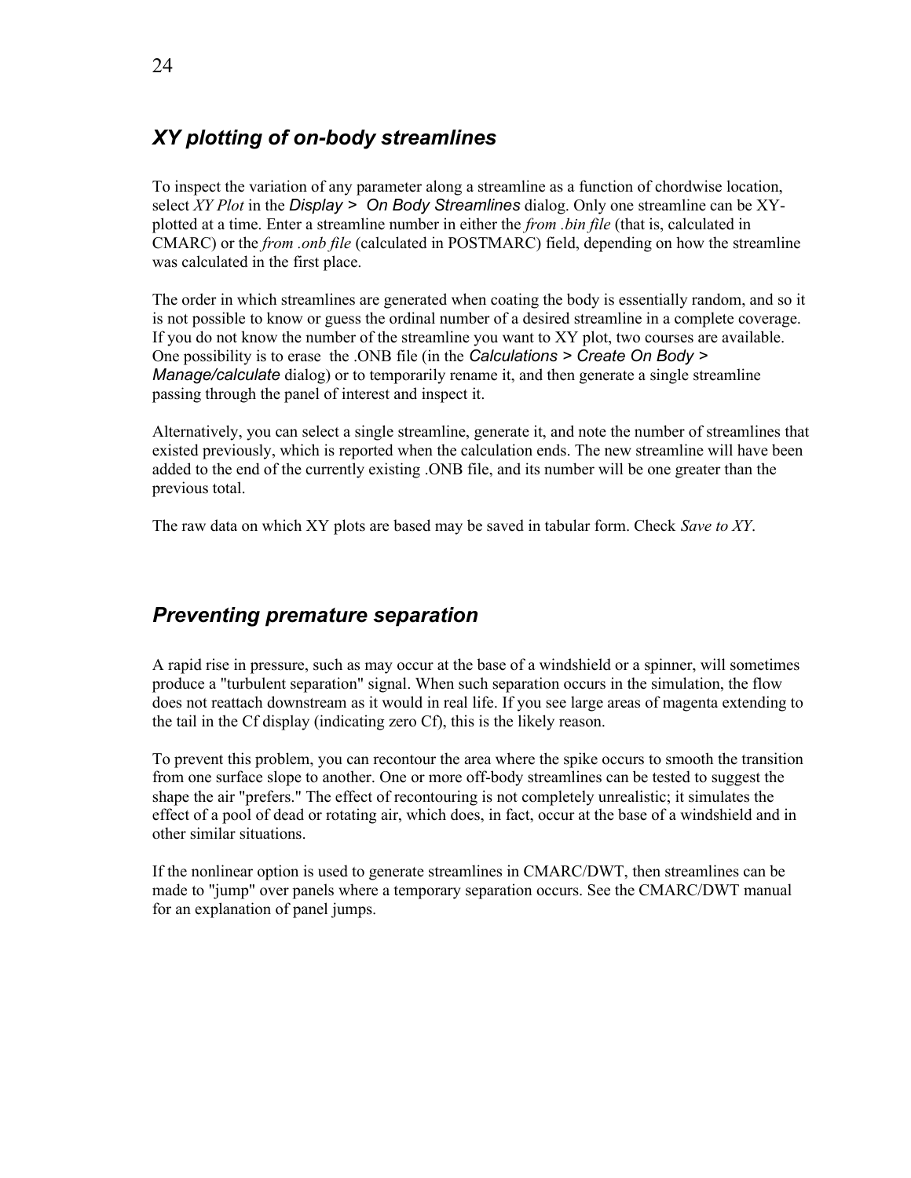## *XY plotting of on-body streamlines*

To inspect the variation of any parameter along a streamline as a function of chordwise location, select *XY Plot* in the *Display > On Body Streamlines* dialog. Only one streamline can be XY-plotted at a time. Enter a streamline number in either the *from .bin file* (that is, calculated in CMARC) or the *from .onb file* (calculated in POSTMARC) field, depending on how the streamline was calculated in the first place.

The order in which streamlines are generated when coating the body is essentially random, and so it is not possible to know or guess the ordinal number of a desired streamline in a complete coverage. If you do not know the number of the streamline you want to XY plot, two courses are available. One possibility is to erase the .ONB file (in the *Calculations > Create On Body > Manage/calculate* dialog) or to temporarily rename it, and then generate a single streamline passing through the panel of interest and inspect it.

Alternatively, you can select a single streamline, generate it, and note the number of streamlines that existed previously, which is reported when the calculation ends. The new streamline will have been added to the end of the currently existing .ONB file, and its number will be one greater than the previous total.

The raw data on which XY plots are based may be saved in tabular form. Check *Save to XY*.

## *Preventing premature separation*

A rapid rise in pressure, such as may occur at the base of a windshield or a spinner, will sometimes produce a "turbulent separation" signal. When such separation occurs in the simulation, the flow does not reattach downstream as it would in real life. If you see large areas of magenta extending to the tail in the Cf display (indicating zero Cf), this is the likely reason.

To prevent this problem, you can recontour the area where the spike occurs to smooth the transition from one surface slope to another. One or more off-body streamlines can be tested to suggest the shape the air "prefers." The effect of recontouring is not completely unrealistic; it simulates the effect of a pool of dead or rotating air, which does, in fact, occur at the base of a windshield and in other similar situations.

If the nonlinear option is used to generate streamlines in CMARC/DWT, then streamlines can be made to "jump" over panels where a temporary separation occurs. See the CMARC/DWT manual for an explanation of panel jumps.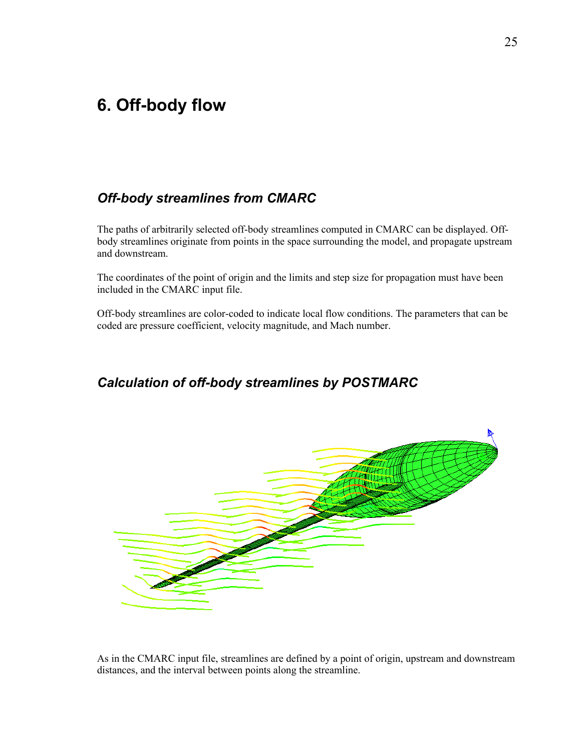# 6. Off-body flow

## *Off-body streamlines from CMARC*

The paths of arbitrarily selected off-body streamlines computed in CMARC can be displayed. Off-body streamlines originate from points in the space surrounding the model, and propagate upstream and downstream.

The coordinates of the point of origin and the limits and step size for propagation must have been included in the CMARC input file.

Off-body streamlines are color-coded to indicate local flow conditions. The parameters that can be coded are pressure coefficient, velocity magnitude, and Mach number.

## *Calculation of off-body streamlines by POSTMARC*

As in the CMARC input file, streamlines are defined by a point of origin, upstream and downstream distances, and the interval between points along the streamline.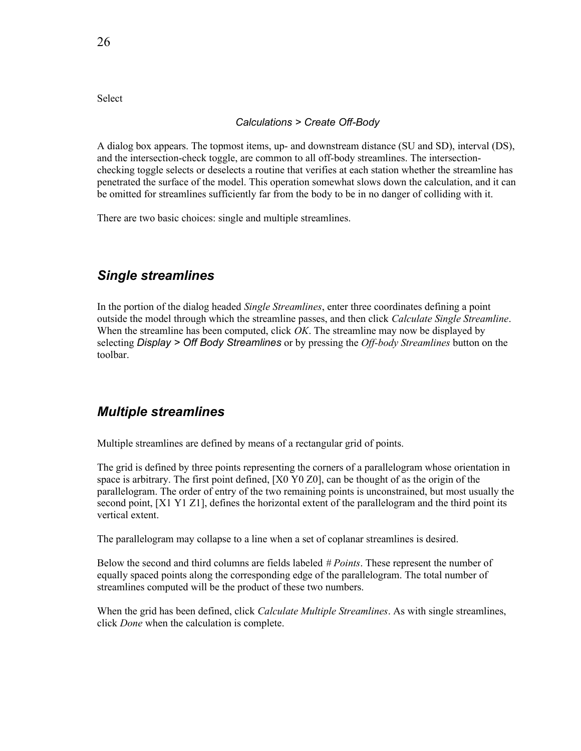Select

*Calculations > Create Off-Body*

A dialog box appears. The topmost items, up- and downstream distance (SU and SD), interval (DS), and the intersection-check toggle, are common to all off-body streamlines. The intersection-checking toggle selects or deselects a routine that verifies at each station whether the streamline has penetrated the surface of the model. This operation somewhat slows down the calculation, and it can be omitted for streamlines sufficiently far from the body to be in no danger of colliding with it.

There are two basic choices: single and multiple streamlines.

## *Single streamlines*

In the portion of the dialog headed *Single Streamlines*, enter three coordinates defining a point outside the model through which the streamline passes, and then click *Calculate Single Streamline*. When the streamline has been computed, click *OK*. The streamline may now be displayed by selecting *Display > Off Body Streamlines* or by pressing the *Off-body Streamlines* button on the toolbar.

## *Multiple streamlines*

Multiple streamlines are defined by means of a rectangular grid of points.

The grid is defined by three points representing the corners of a parallelogram whose orientation in space is arbitrary. The first point defined, [X0 Y0 Z0], can be thought of as the origin of the parallelogram. The order of entry of the two remaining points is unconstrained, but most usually the second point, [X1 Y1 Z1], defines the horizontal extent of the parallelogram and the third point its vertical extent.

The parallelogram may collapse to a line when a set of coplanar streamlines is desired.

Below the second and third columns are fields labeled *# Points*. These represent the number of equally spaced points along the corresponding edge of the parallelogram. The total number of streamlines computed will be the product of these two numbers.

When the grid has been defined, click *Calculate Multiple Streamlines*. As with single streamlines, click *Done* when the calculation is complete.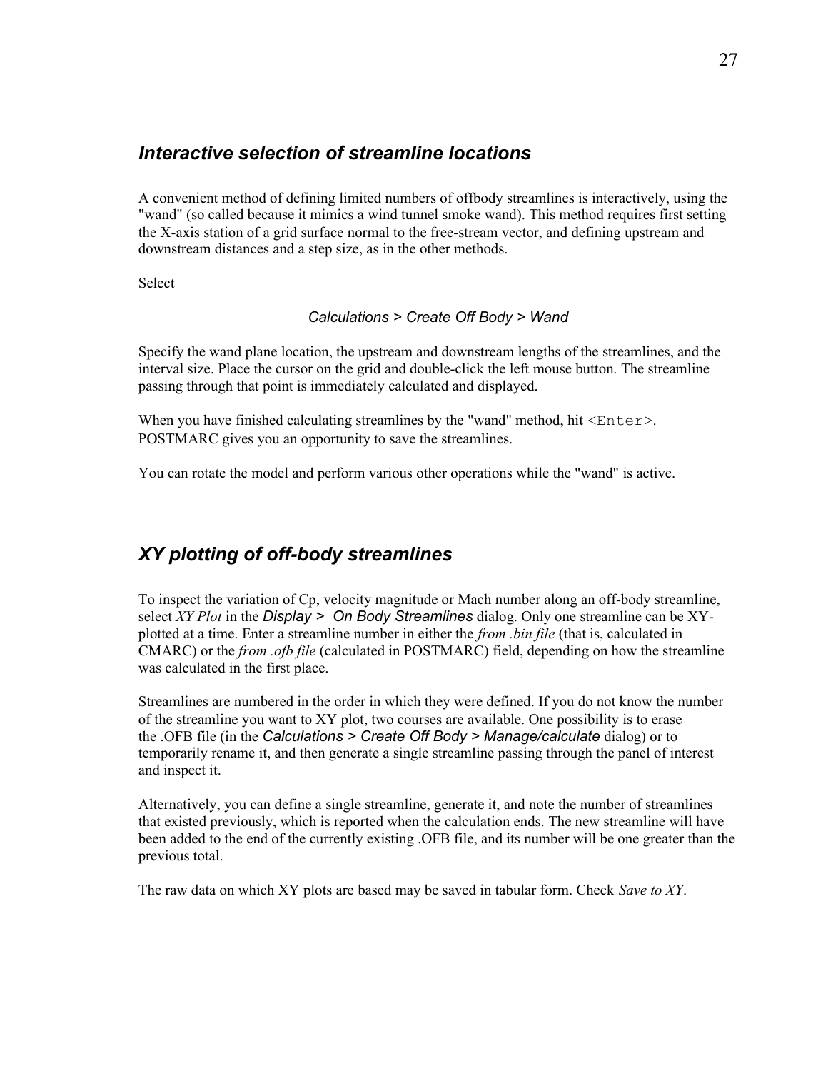### *Interactive selection of streamline locations*

A convenient method of defining limited numbers of offbody streamlines is interactively, using the "wand" (so called because it mimics a wind tunnel smoke wand). This method requires first setting the X-axis station of a grid surface normal to the free-stream vector, and defining upstream and downstream distances and a step size, as in the other methods.

Select

*Calculations > Create Off Body > Wand*

Specify the wand plane location, the upstream and downstream lengths of the streamlines, and the interval size. Place the cursor on the grid and double-click the left mouse button. The streamline passing through that point is immediately calculated and displayed.

When you have finished calculating streamlines by the "wand" method, hit `<Enter>`. POSTMARC gives you an opportunity to save the streamlines.

You can rotate the model and perform various other operations while the "wand" is active.

### *XY plotting of off-body streamlines*

To inspect the variation of Cp, velocity magnitude or Mach number along an off-body streamline, select *XY Plot* in the *Display > On Body Streamlines* dialog. Only one streamline can be XY-plotted at a time. Enter a streamline number in either the *from .bin file* (that is, calculated in CMARC) or the *from .ofb file* (calculated in POSTMARC) field, depending on how the streamline was calculated in the first place.

Streamlines are numbered in the order in which they were defined. If you do not know the number of the streamline you want to XY plot, two courses are available. One possibility is to erase the .OFB file (in the *Calculations > Create Off Body > Manage/calculate* dialog) or to temporarily rename it, and then generate a single streamline passing through the panel of interest and inspect it.

Alternatively, you can define a single streamline, generate it, and note the number of streamlines that existed previously, which is reported when the calculation ends. The new streamline will have been added to the end of the currently existing .OFB file, and its number will be one greater than the previous total.

The raw data on which XY plots are based may be saved in tabular form. Check *Save to XY*.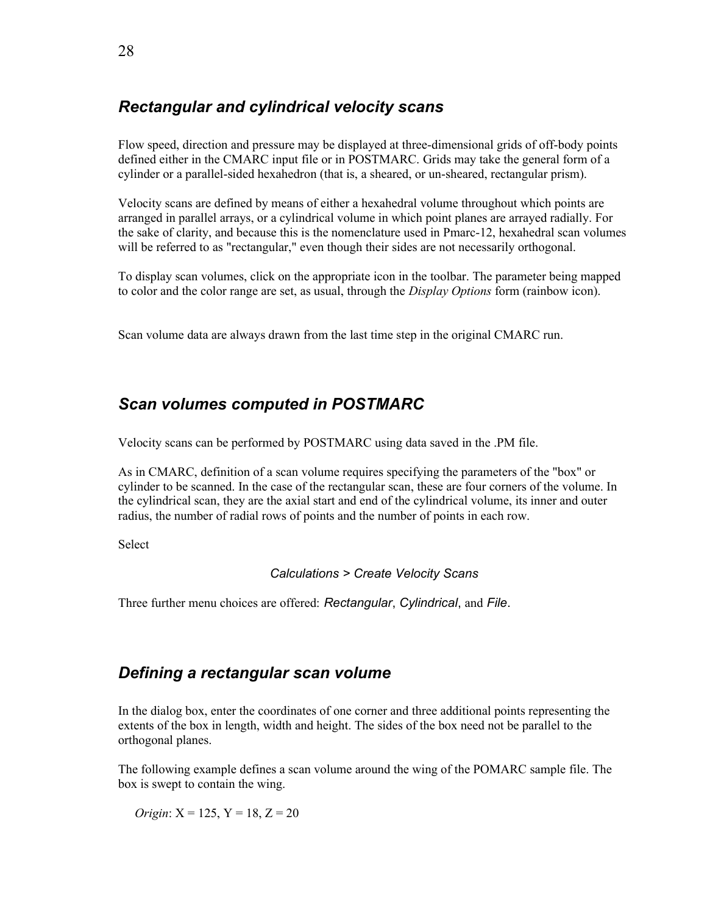## *Rectangular and cylindrical velocity scans*

Flow speed, direction and pressure may be displayed at three-dimensional grids of off-body points defined either in the CMARC input file or in POSTMARC. Grids may take the general form of a cylinder or a parallel-sided hexahedron (that is, a sheared, or un-sheared, rectangular prism).

Velocity scans are defined by means of either a hexahedral volume throughout which points are arranged in parallel arrays, or a cylindrical volume in which point planes are arrayed radially. For the sake of clarity, and because this is the nomenclature used in Pmarc-12, hexahedral scan volumes will be referred to as "rectangular," even though their sides are not necessarily orthogonal.

To display scan volumes, click on the appropriate icon in the toolbar. The parameter being mapped to color and the color range are set, as usual, through the *Display Options* form (rainbow icon).

Scan volume data are always drawn from the last time step in the original CMARC run.

## *Scan volumes computed in POSTMARC*

Velocity scans can be performed by POSTMARC using data saved in the .PM file.

As in CMARC, definition of a scan volume requires specifying the parameters of the "box" or cylinder to be scanned. In the case of the rectangular scan, these are four corners of the volume. In the cylindrical scan, they are the axial start and end of the cylindrical volume, its inner and outer radius, the number of radial rows of points and the number of points in each row.

Select

*Calculations > Create Velocity Scans*

Three further menu choices are offered: *Rectangular*, *Cylindrical*, and *File*.

## *Defining a rectangular scan volume*

In the dialog box, enter the coordinates of one corner and three additional points representing the extents of the box in length, width and height. The sides of the box need not be parallel to the orthogonal planes.

The following example defines a scan volume around the wing of the POMARC sample file. The box is swept to contain the wing.

*Origin*: X = 125, Y = 18, Z = 20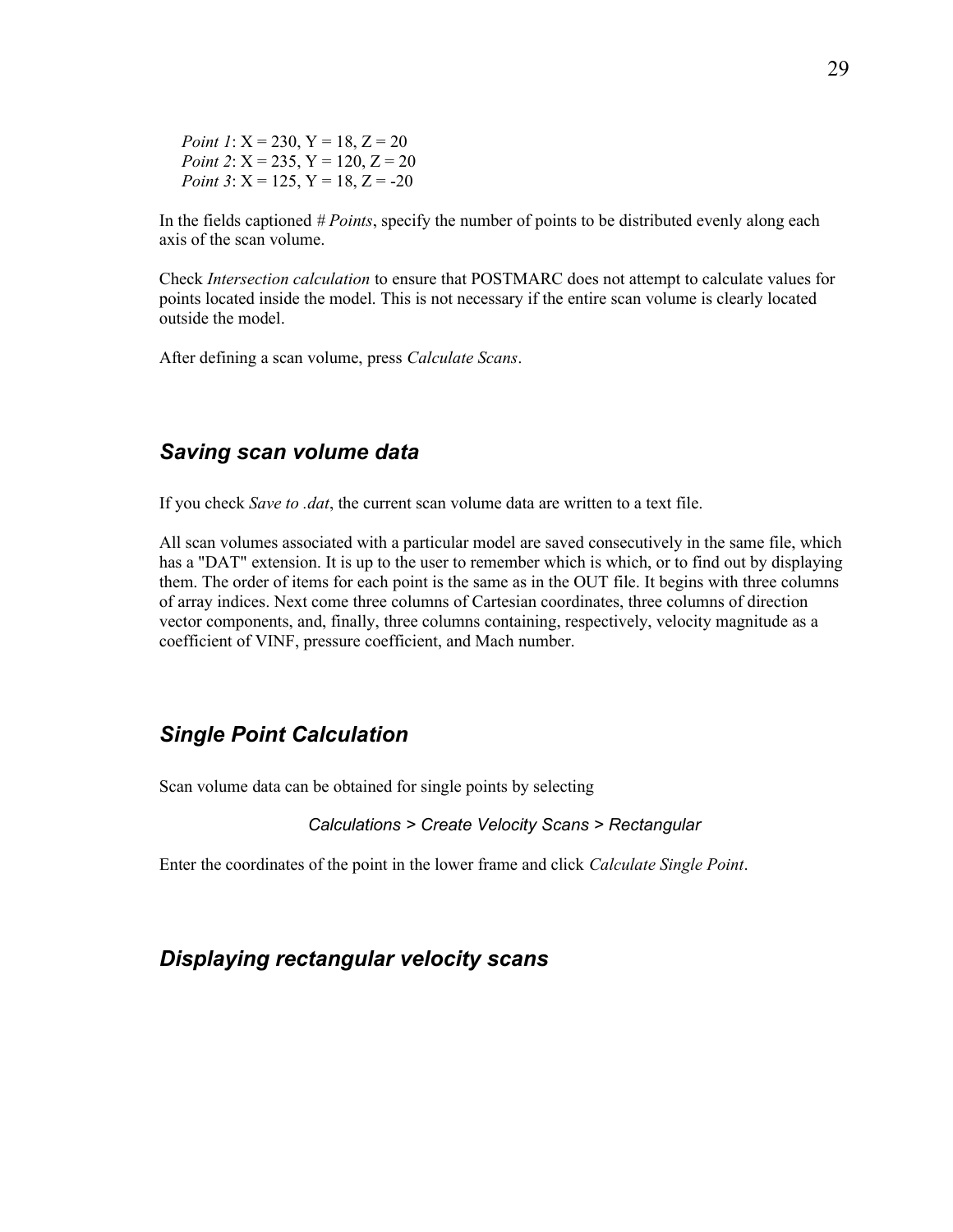*Point 1*: X = 230, Y = 18, Z = 20
*Point 2*: X = 235, Y = 120, Z = 20
*Point 3*: X = 125, Y = 18, Z = -20

In the fields captioned *# Points*, specify the number of points to be distributed evenly along each axis of the scan volume.

Check *Intersection calculation* to ensure that POSTMARC does not attempt to calculate values for points located inside the model. This is not necessary if the entire scan volume is clearly located outside the model.

After defining a scan volume, press *Calculate Scans*.

## *Saving scan volume data*

If you check *Save to .dat*, the current scan volume data are written to a text file.

All scan volumes associated with a particular model are saved consecutively in the same file, which has a "DAT" extension. It is up to the user to remember which is which, or to find out by displaying them. The order of items for each point is the same as in the OUT file. It begins with three columns of array indices. Next come three columns of Cartesian coordinates, three columns of direction vector components, and, finally, three columns containing, respectively, velocity magnitude as a coefficient of VINF, pressure coefficient, and Mach number.

## *Single Point Calculation*

Scan volume data can be obtained for single points by selecting

*Calculations > Create Velocity Scans > Rectangular*

Enter the coordinates of the point in the lower frame and click *Calculate Single Point*.

## *Displaying rectangular velocity scans*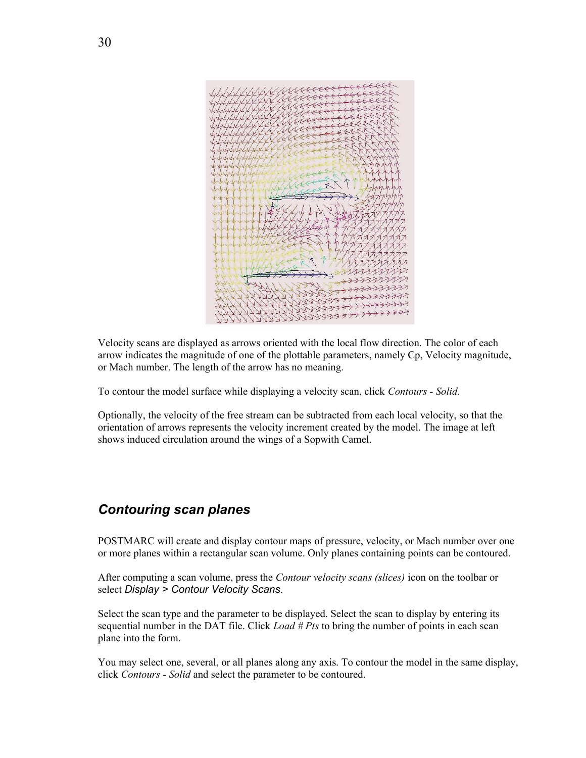Velocity scans are displayed as arrows oriented with the local flow direction. The color of each arrow indicates the magnitude of one of the plottable parameters, namely Cp, Velocity magnitude, or Mach number. The length of the arrow has no meaning.

To contour the model surface while displaying a velocity scan, click *Contours - Solid.*

Optionally, the velocity of the free stream can be subtracted from each local velocity, so that the orientation of arrows represents the velocity increment created by the model. The image at left shows induced circulation around the wings of a Sopwith Camel.

## *Contouring scan planes*

POSTMARC will create and display contour maps of pressure, velocity, or Mach number over one or more planes within a rectangular scan volume. Only planes containing points can be contoured.

After computing a scan volume, press the *Contour velocity scans (slices)* icon on the toolbar or select *Display > Contour Velocity Scans*.

Select the scan type and the parameter to be displayed. Select the scan to display by entering its sequential number in the DAT file. Click *Load # Pts* to bring the number of points in each scan plane into the form.

You may select one, several, or all planes along any axis. To contour the model in the same display, click *Contours - Solid* and select the parameter to be contoured.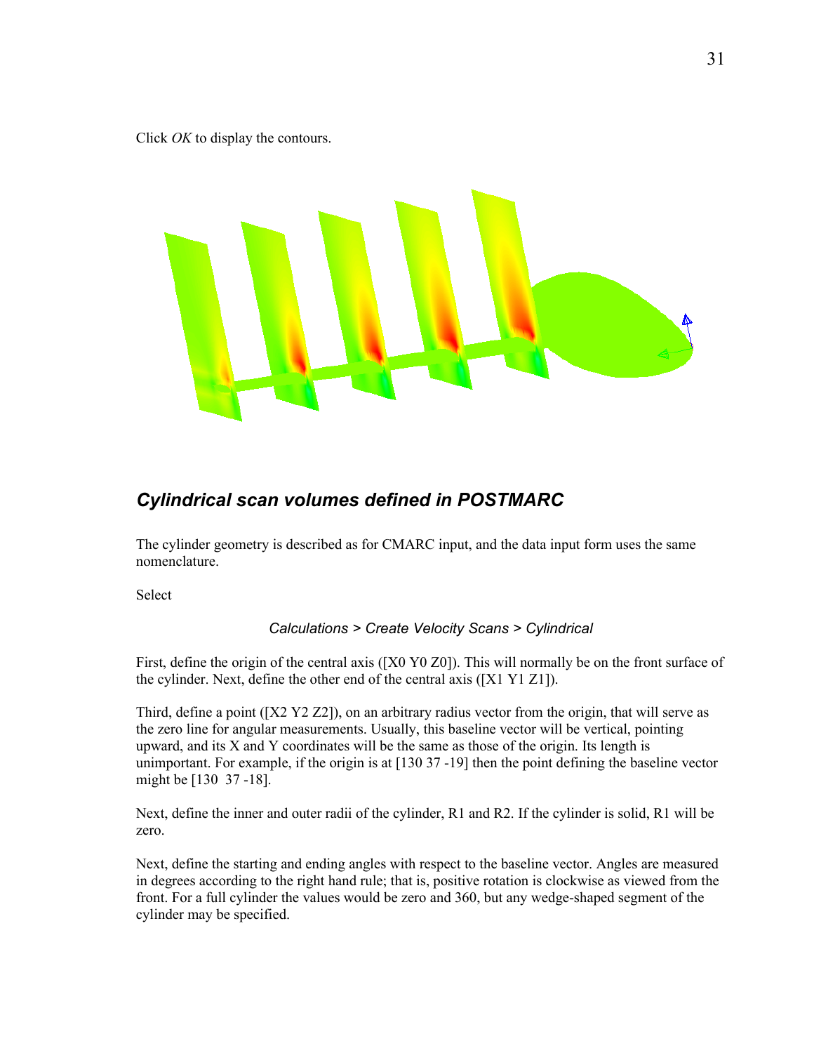Click *OK* to display the contours.

## *Cylindrical scan volumes defined in POSTMARC*

The cylinder geometry is described as for CMARC input, and the data input form uses the same nomenclature.

Select

*Calculations > Create Velocity Scans > Cylindrical*

First, define the origin of the central axis ([X0 Y0 Z0]). This will normally be on the front surface of the cylinder. Next, define the other end of the central axis ([X1 Y1 Z1]).

Third, define a point ([X2 Y2 Z2]), on an arbitrary radius vector from the origin, that will serve as the zero line for angular measurements. Usually, this baseline vector will be vertical, pointing upward, and its X and Y coordinates will be the same as those of the origin. Its length is unimportant. For example, if the origin is at [130 37 -19] then the point defining the baseline vector might be [130  37 -18].

Next, define the inner and outer radii of the cylinder, R1 and R2. If the cylinder is solid, R1 will be zero.

Next, define the starting and ending angles with respect to the baseline vector. Angles are measured in degrees according to the right hand rule; that is, positive rotation is clockwise as viewed from the front. For a full cylinder the values would be zero and 360, but any wedge-shaped segment of the cylinder may be specified.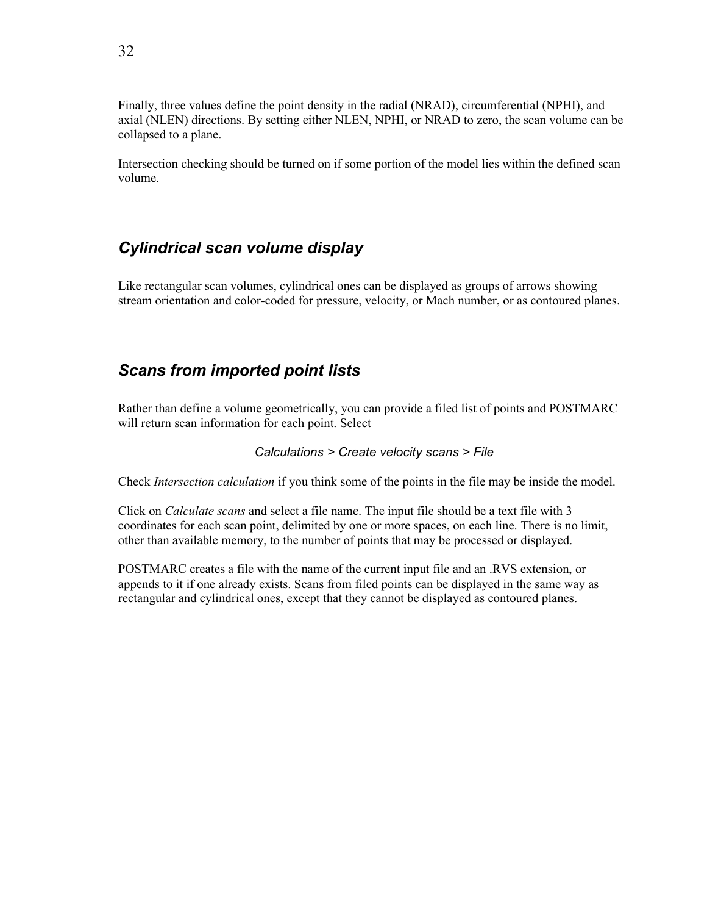Finally, three values define the point density in the radial (NRAD), circumferential (NPHI), and axial (NLEN) directions. By setting either NLEN, NPHI, or NRAD to zero, the scan volume can be collapsed to a plane.

Intersection checking should be turned on if some portion of the model lies within the defined scan volume.

## *Cylindrical scan volume display*

Like rectangular scan volumes, cylindrical ones can be displayed as groups of arrows showing stream orientation and color-coded for pressure, velocity, or Mach number, or as contoured planes.

## *Scans from imported point lists*

Rather than define a volume geometrically, you can provide a filed list of points and POSTMARC will return scan information for each point. Select

*Calculations > Create velocity scans > File*

Check *Intersection calculation* if you think some of the points in the file may be inside the model.

Click on *Calculate scans* and select a file name. The input file should be a text file with 3 coordinates for each scan point, delimited by one or more spaces, on each line. There is no limit, other than available memory, to the number of points that may be processed or displayed.

POSTMARC creates a file with the name of the current input file and an .RVS extension, or appends to it if one already exists. Scans from filed points can be displayed in the same way as rectangular and cylindrical ones, except that they cannot be displayed as contoured planes.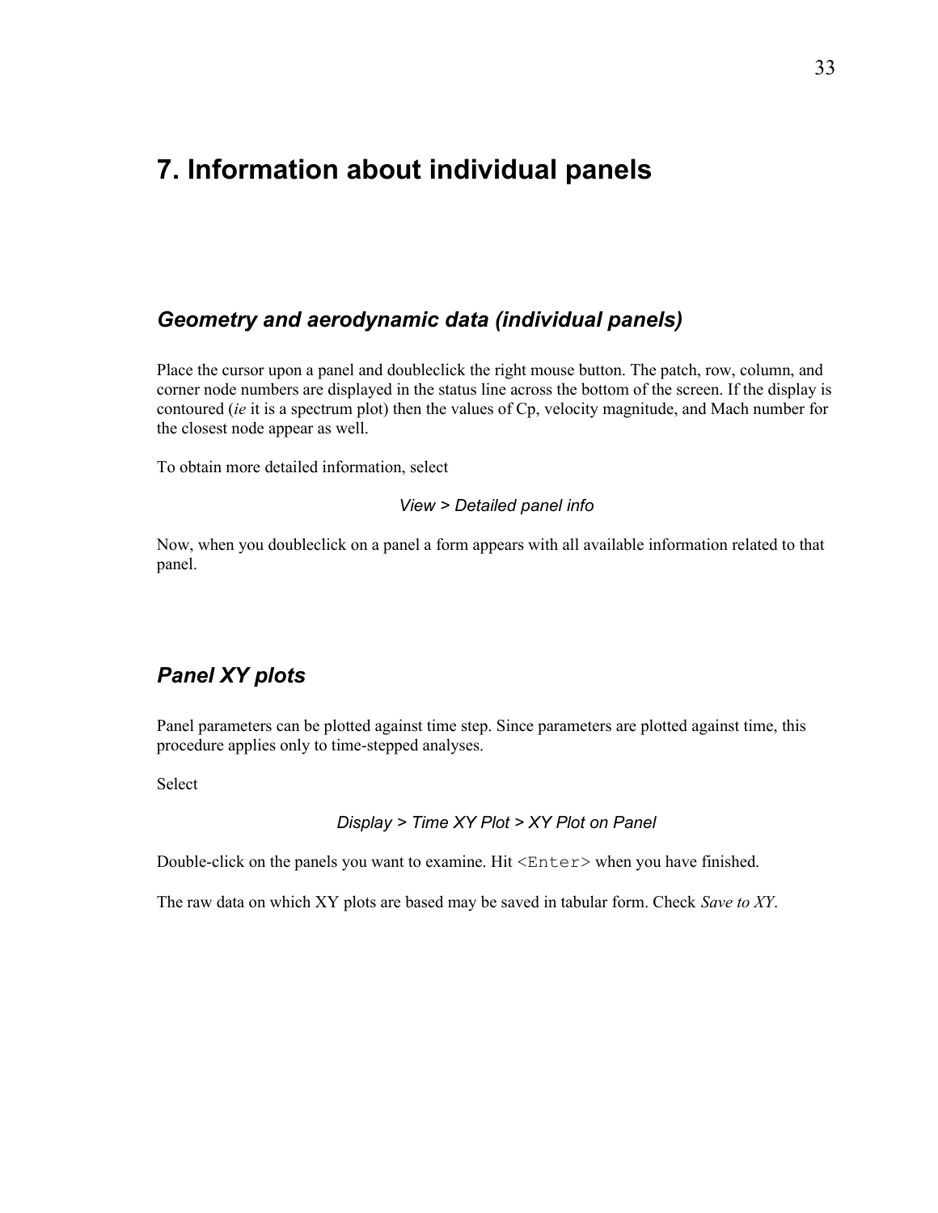# 7. Information about individual panels

## *Geometry and aerodynamic data (individual panels)*

Place the cursor upon a panel and doubleclick the right mouse button. The patch, row, column, and corner node numbers are displayed in the status line across the bottom of the screen. If the display is contoured (*ie* it is a spectrum plot) then the values of Cp, velocity magnitude, and Mach number for the closest node appear as well.

To obtain more detailed information, select

*View > Detailed panel info*

Now, when you doubleclick on a panel a form appears with all available information related to that panel.

## *Panel XY plots*

Panel parameters can be plotted against time step. Since parameters are plotted against time, this procedure applies only to time-stepped analyses.

Select

*Display > Time XY Plot > XY Plot on Panel*

Double-click on the panels you want to examine. Hit `<Enter>` when you have finished.

The raw data on which XY plots are based may be saved in tabular form. Check *Save to XY*.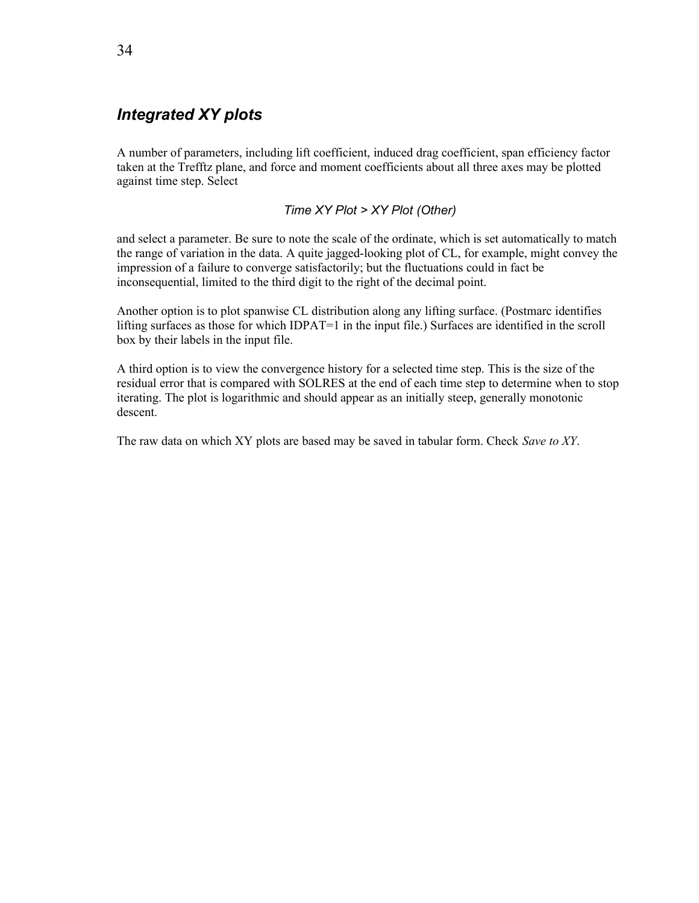## *Integrated XY plots*

A number of parameters, including lift coefficient, induced drag coefficient, span efficiency factor taken at the Trefftz plane, and force and moment coefficients about all three axes may be plotted against time step. Select

*Time XY Plot > XY Plot (Other)*

and select a parameter. Be sure to note the scale of the ordinate, which is set automatically to match the range of variation in the data. A quite jagged-looking plot of CL, for example, might convey the impression of a failure to converge satisfactorily; but the fluctuations could in fact be inconsequential, limited to the third digit to the right of the decimal point.

Another option is to plot spanwise CL distribution along any lifting surface. (Postmarc identifies lifting surfaces as those for which IDPAT=1 in the input file.) Surfaces are identified in the scroll box by their labels in the input file.

A third option is to view the convergence history for a selected time step. This is the size of the residual error that is compared with SOLRES at the end of each time step to determine when to stop iterating. The plot is logarithmic and should appear as an initially steep, generally monotonic descent.

The raw data on which XY plots are based may be saved in tabular form. Check *Save to XY*.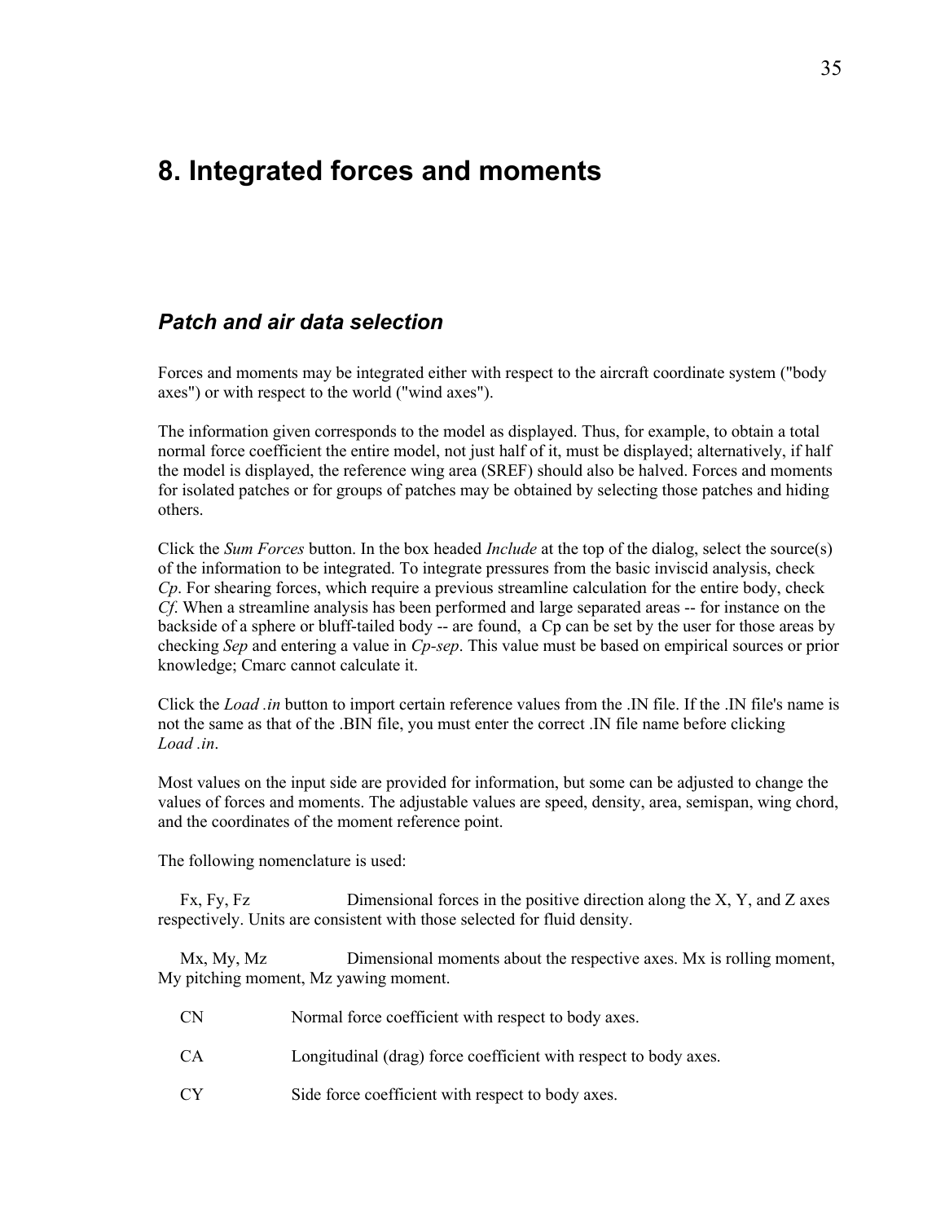# 8. Integrated forces and moments

## *Patch and air data selection*

Forces and moments may be integrated either with respect to the aircraft coordinate system ("body axes") or with respect to the world ("wind axes").

The information given corresponds to the model as displayed. Thus, for example, to obtain a total normal force coefficient the entire model, not just half of it, must be displayed; alternatively, if half the model is displayed, the reference wing area (SREF) should also be halved. Forces and moments for isolated patches or for groups of patches may be obtained by selecting those patches and hiding others.

Click the *Sum Forces* button. In the box headed *Include* at the top of the dialog, select the source(s) of the information to be integrated. To integrate pressures from the basic inviscid analysis, check *Cp*. For shearing forces, which require a previous streamline calculation for the entire body, check *Cf*. When a streamline analysis has been performed and large separated areas -- for instance on the backside of a sphere or bluff-tailed body -- are found, a Cp can be set by the user for those areas by checking *Sep* and entering a value in *Cp-sep*. This value must be based on empirical sources or prior knowledge; Cmarc cannot calculate it.

Click the *Load .in* button to import certain reference values from the .IN file. If the .IN file's name is not the same as that of the .BIN file, you must enter the correct .IN file name before clicking *Load .in*.

Most values on the input side are provided for information, but some can be adjusted to change the values of forces and moments. The adjustable values are speed, density, area, semispan, wing chord, and the coordinates of the moment reference point.

The following nomenclature is used:

Fx, Fy, Fz — Dimensional forces in the positive direction along the X, Y, and Z axes respectively. Units are consistent with those selected for fluid density.

Mx, My, Mz — Dimensional moments about the respective axes. Mx is rolling moment, My pitching moment, Mz yawing moment.

CN — Normal force coefficient with respect to body axes.

CA — Longitudinal (drag) force coefficient with respect to body axes.

CY — Side force coefficient with respect to body axes.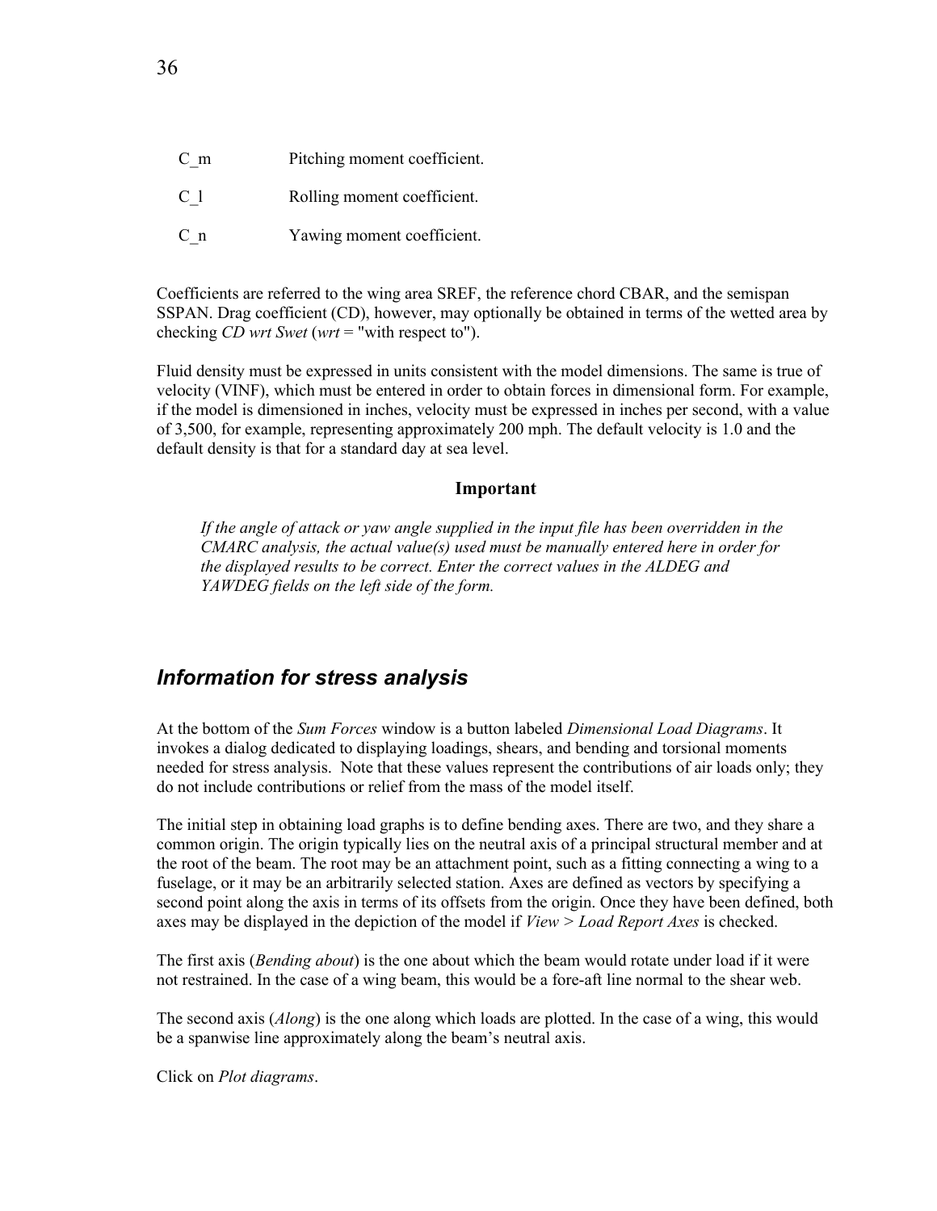| | |
|---|---|
| C_m | Pitching moment coefficient. |
| C_l | Rolling moment coefficient. |
| C_n | Yawing moment coefficient. |

Coefficients are referred to the wing area SREF, the reference chord CBAR, and the semispan SSPAN. Drag coefficient (CD), however, may optionally be obtained in terms of the wetted area by checking *CD wrt Swet* (*wrt* = "with respect to").

Fluid density must be expressed in units consistent with the model dimensions. The same is true of velocity (VINF), which must be entered in order to obtain forces in dimensional form. For example, if the model is dimensioned in inches, velocity must be expressed in inches per second, with a value of 3,500, for example, representing approximately 200 mph. The default velocity is 1.0 and the default density is that for a standard day at sea level.

**Important**

*If the angle of attack or yaw angle supplied in the input file has been overridden in the CMARC analysis, the actual value(s) used must be manually entered here in order for the displayed results to be correct. Enter the correct values in the ALDEG and YAWDEG fields on the left side of the form.*

## *Information for stress analysis*

At the bottom of the *Sum Forces* window is a button labeled *Dimensional Load Diagrams*. It invokes a dialog dedicated to displaying loadings, shears, and bending and torsional moments needed for stress analysis. Note that these values represent the contributions of air loads only; they do not include contributions or relief from the mass of the model itself.

The initial step in obtaining load graphs is to define bending axes. There are two, and they share a common origin. The origin typically lies on the neutral axis of a principal structural member and at the root of the beam. The root may be an attachment point, such as a fitting connecting a wing to a fuselage, or it may be an arbitrarily selected station. Axes are defined as vectors by specifying a second point along the axis in terms of its offsets from the origin. Once they have been defined, both axes may be displayed in the depiction of the model if *View > Load Report Axes* is checked.

The first axis (*Bending about*) is the one about which the beam would rotate under load if it were not restrained. In the case of a wing beam, this would be a fore-aft line normal to the shear web.

The second axis (*Along*) is the one along which loads are plotted. In the case of a wing, this would be a spanwise line approximately along the beam's neutral axis.

Click on *Plot diagrams*.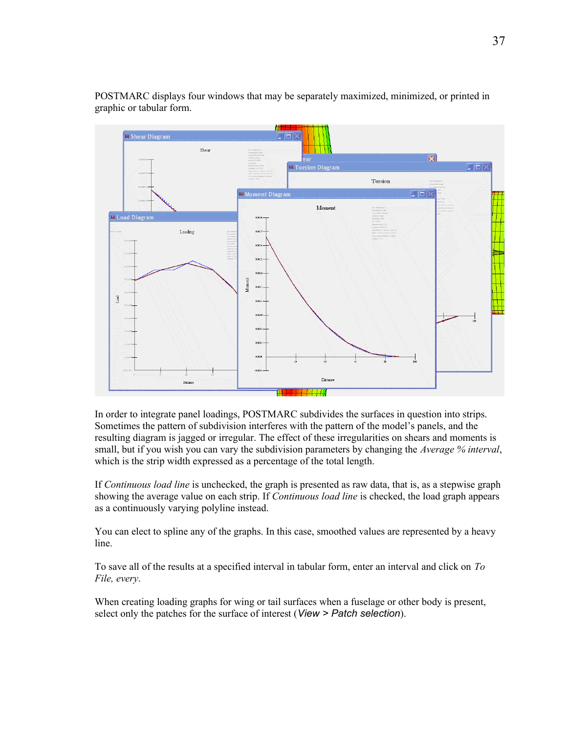POSTMARC displays four windows that may be separately maximized, minimized, or printed in graphic or tabular form.

In order to integrate panel loadings, POSTMARC subdivides the surfaces in question into strips. Sometimes the pattern of subdivision interferes with the pattern of the model's panels, and the resulting diagram is jagged or irregular. The effect of these irregularities on shears and moments is small, but if you wish you can vary the subdivision parameters by changing the *Average % interval*, which is the strip width expressed as a percentage of the total length.

If *Continuous load line* is unchecked, the graph is presented as raw data, that is, as a stepwise graph showing the average value on each strip. If *Continuous load line* is checked, the load graph appears as a continuously varying polyline instead.

You can elect to spline any of the graphs. In this case, smoothed values are represented by a heavy line.

To save all of the results at a specified interval in tabular form, enter an interval and click on *To File, every*.

When creating loading graphs for wing or tail surfaces when a fuselage or other body is present, select only the patches for the surface of interest (*View > Patch selection*).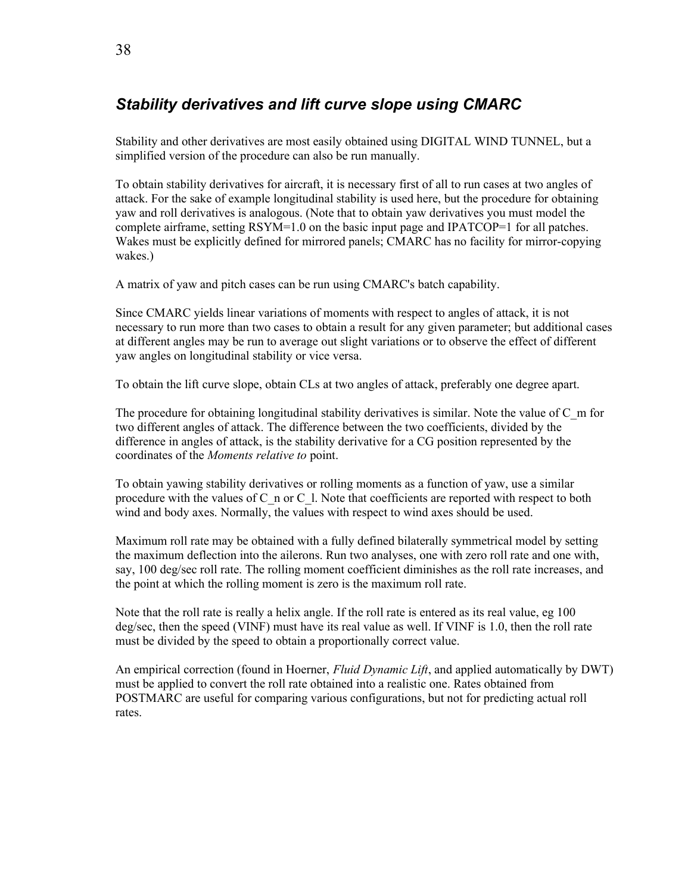## *Stability derivatives and lift curve slope using CMARC*

Stability and other derivatives are most easily obtained using DIGITAL WIND TUNNEL, but a simplified version of the procedure can also be run manually.

To obtain stability derivatives for aircraft, it is necessary first of all to run cases at two angles of attack. For the sake of example longitudinal stability is used here, but the procedure for obtaining yaw and roll derivatives is analogous. (Note that to obtain yaw derivatives you must model the complete airframe, setting RSYM=1.0 on the basic input page and IPATCOP=1 for all patches. Wakes must be explicitly defined for mirrored panels; CMARC has no facility for mirror-copying wakes.)

A matrix of yaw and pitch cases can be run using CMARC's batch capability.

Since CMARC yields linear variations of moments with respect to angles of attack, it is not necessary to run more than two cases to obtain a result for any given parameter; but additional cases at different angles may be run to average out slight variations or to observe the effect of different yaw angles on longitudinal stability or vice versa.

To obtain the lift curve slope, obtain CLs at two angles of attack, preferably one degree apart.

The procedure for obtaining longitudinal stability derivatives is similar. Note the value of $C_m$ for two different angles of attack. The difference between the two coefficients, divided by the difference in angles of attack, is the stability derivative for a CG position represented by the coordinates of the *Moments relative to* point.

To obtain yawing stability derivatives or rolling moments as a function of yaw, use a similar procedure with the values of $C_n$ or $C_l$. Note that coefficients are reported with respect to both wind and body axes. Normally, the values with respect to wind axes should be used.

Maximum roll rate may be obtained with a fully defined bilaterally symmetrical model by setting the maximum deflection into the ailerons. Run two analyses, one with zero roll rate and one with, say, 100 deg/sec roll rate. The rolling moment coefficient diminishes as the roll rate increases, and the point at which the rolling moment is zero is the maximum roll rate.

Note that the roll rate is really a helix angle. If the roll rate is entered as its real value, eg 100 deg/sec, then the speed (VINF) must have its real value as well. If VINF is 1.0, then the roll rate must be divided by the speed to obtain a proportionally correct value.

An empirical correction (found in Hoerner, *Fluid Dynamic Lift*, and applied automatically by DWT) must be applied to convert the roll rate obtained into a realistic one. Rates obtained from POSTMARC are useful for comparing various configurations, but not for predicting actual roll rates.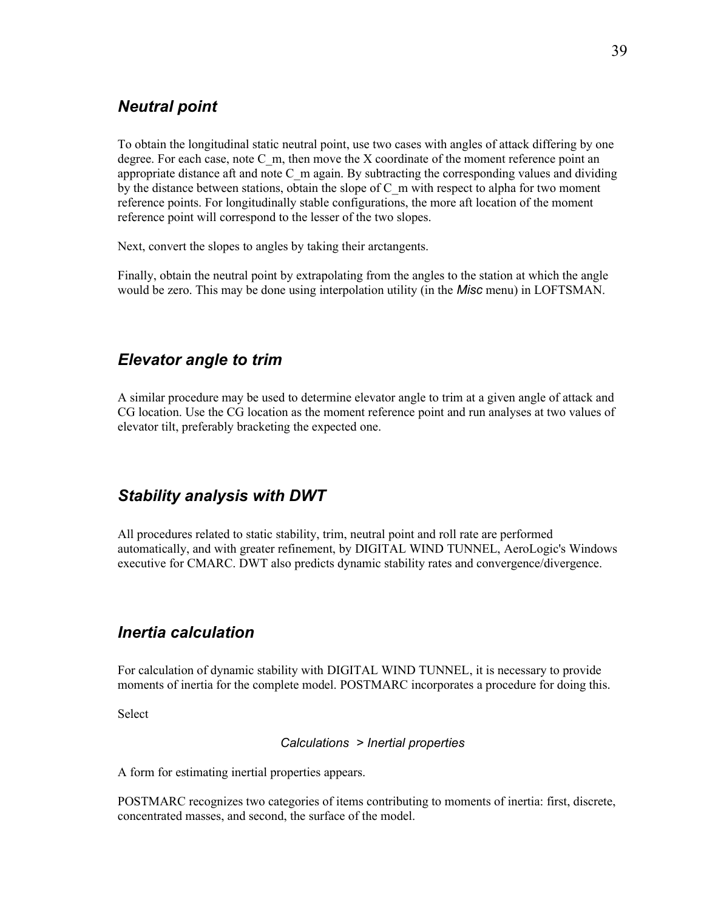## *Neutral point*

To obtain the longitudinal static neutral point, use two cases with angles of attack differing by one degree. For each case, note C_m, then move the X coordinate of the moment reference point an appropriate distance aft and note C_m again. By subtracting the corresponding values and dividing by the distance between stations, obtain the slope of C_m with respect to alpha for two moment reference points. For longitudinally stable configurations, the more aft location of the moment reference point will correspond to the lesser of the two slopes.

Next, convert the slopes to angles by taking their arctangents.

Finally, obtain the neutral point by extrapolating from the angles to the station at which the angle would be zero. This may be done using interpolation utility (in the *Misc* menu) in LOFTSMAN.

## *Elevator angle to trim*

A similar procedure may be used to determine elevator angle to trim at a given angle of attack and CG location. Use the CG location as the moment reference point and run analyses at two values of elevator tilt, preferably bracketing the expected one.

## *Stability analysis with DWT*

All procedures related to static stability, trim, neutral point and roll rate are performed automatically, and with greater refinement, by DIGITAL WIND TUNNEL, AeroLogic's Windows executive for CMARC. DWT also predicts dynamic stability rates and convergence/divergence.

## *Inertia calculation*

For calculation of dynamic stability with DIGITAL WIND TUNNEL, it is necessary to provide moments of inertia for the complete model. POSTMARC incorporates a procedure for doing this.

Select

*Calculations > Inertial properties*

A form for estimating inertial properties appears.

POSTMARC recognizes two categories of items contributing to moments of inertia: first, discrete, concentrated masses, and second, the surface of the model.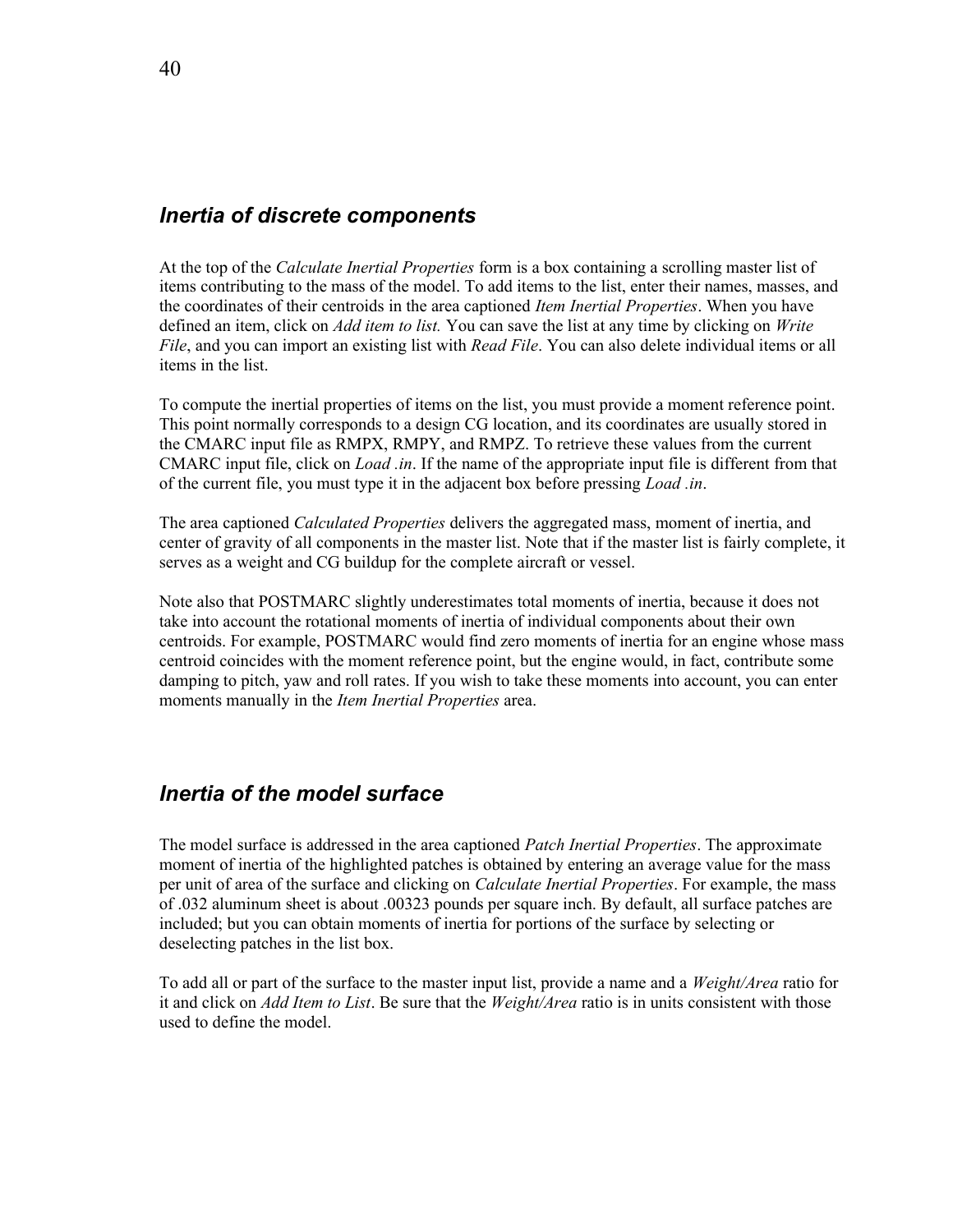## *Inertia of discrete components*

At the top of the *Calculate Inertial Properties* form is a box containing a scrolling master list of items contributing to the mass of the model. To add items to the list, enter their names, masses, and the coordinates of their centroids in the area captioned *Item Inertial Properties*. When you have defined an item, click on *Add item to list.* You can save the list at any time by clicking on *Write File*, and you can import an existing list with *Read File*. You can also delete individual items or all items in the list.

To compute the inertial properties of items on the list, you must provide a moment reference point. This point normally corresponds to a design CG location, and its coordinates are usually stored in the CMARC input file as RMPX, RMPY, and RMPZ. To retrieve these values from the current CMARC input file, click on *Load .in*. If the name of the appropriate input file is different from that of the current file, you must type it in the adjacent box before pressing *Load .in*.

The area captioned *Calculated Properties* delivers the aggregated mass, moment of inertia, and center of gravity of all components in the master list. Note that if the master list is fairly complete, it serves as a weight and CG buildup for the complete aircraft or vessel.

Note also that POSTMARC slightly underestimates total moments of inertia, because it does not take into account the rotational moments of inertia of individual components about their own centroids. For example, POSTMARC would find zero moments of inertia for an engine whose mass centroid coincides with the moment reference point, but the engine would, in fact, contribute some damping to pitch, yaw and roll rates. If you wish to take these moments into account, you can enter moments manually in the *Item Inertial Properties* area.

## *Inertia of the model surface*

The model surface is addressed in the area captioned *Patch Inertial Properties*. The approximate moment of inertia of the highlighted patches is obtained by entering an average value for the mass per unit of area of the surface and clicking on *Calculate Inertial Properties*. For example, the mass of .032 aluminum sheet is about .00323 pounds per square inch. By default, all surface patches are included; but you can obtain moments of inertia for portions of the surface by selecting or deselecting patches in the list box.

To add all or part of the surface to the master input list, provide a name and a *Weight/Area* ratio for it and click on *Add Item to List*. Be sure that the *Weight/Area* ratio is in units consistent with those used to define the model.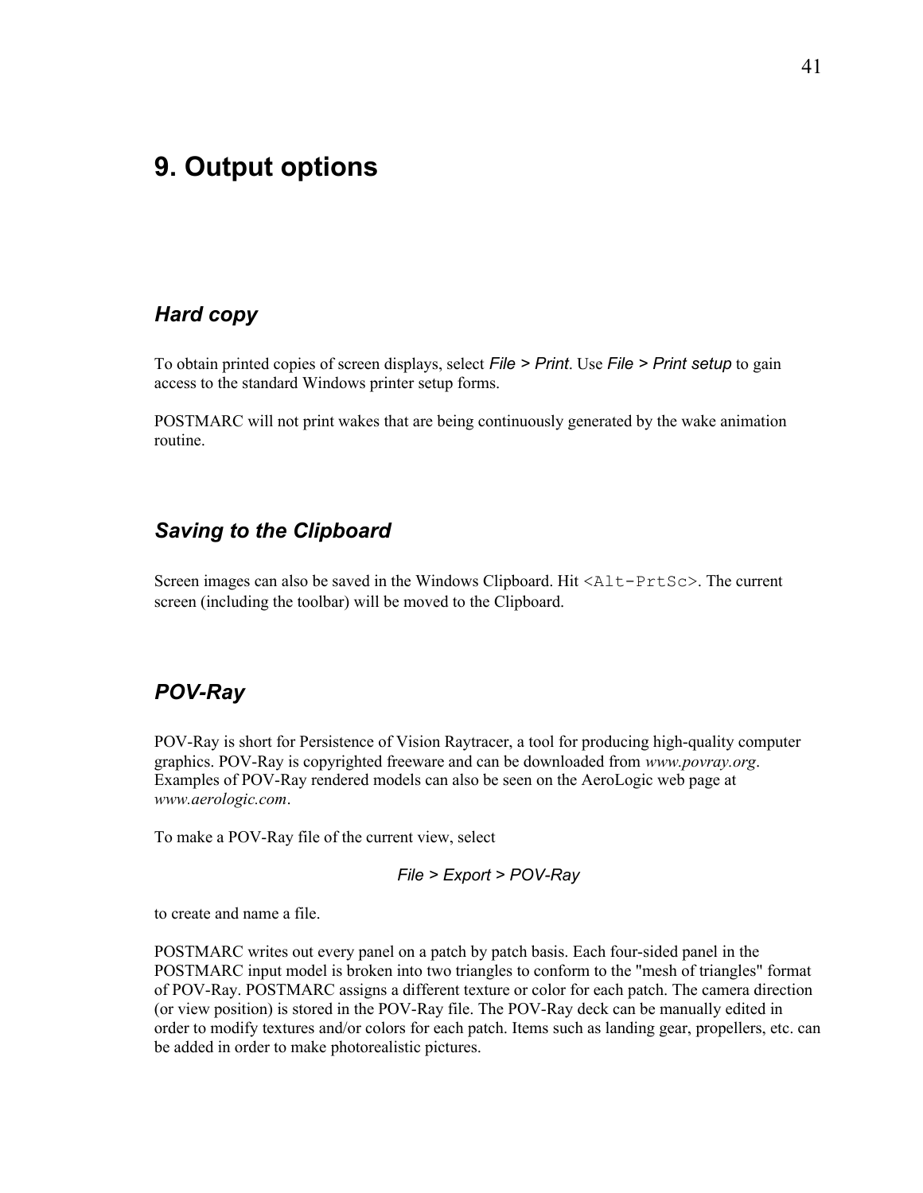# 9. Output options

## *Hard copy*

To obtain printed copies of screen displays, select *File > Print*. Use *File > Print setup* to gain access to the standard Windows printer setup forms.

POSTMARC will not print wakes that are being continuously generated by the wake animation routine.

## *Saving to the Clipboard*

Screen images can also be saved in the Windows Clipboard. Hit `<Alt-PrtSc>`. The current screen (including the toolbar) will be moved to the Clipboard.

## *POV-Ray*

POV-Ray is short for Persistence of Vision Raytracer, a tool for producing high-quality computer graphics. POV-Ray is copyrighted freeware and can be downloaded from *www.povray.org*. Examples of POV-Ray rendered models can also be seen on the AeroLogic web page at *www.aerologic.com*.

To make a POV-Ray file of the current view, select

*File > Export > POV-Ray*

to create and name a file.

POSTMARC writes out every panel on a patch by patch basis. Each four-sided panel in the POSTMARC input model is broken into two triangles to conform to the "mesh of triangles" format of POV-Ray. POSTMARC assigns a different texture or color for each patch. The camera direction (or view position) is stored in the POV-Ray file. The POV-Ray deck can be manually edited in order to modify textures and/or colors for each patch. Items such as landing gear, propellers, etc. can be added in order to make photorealistic pictures.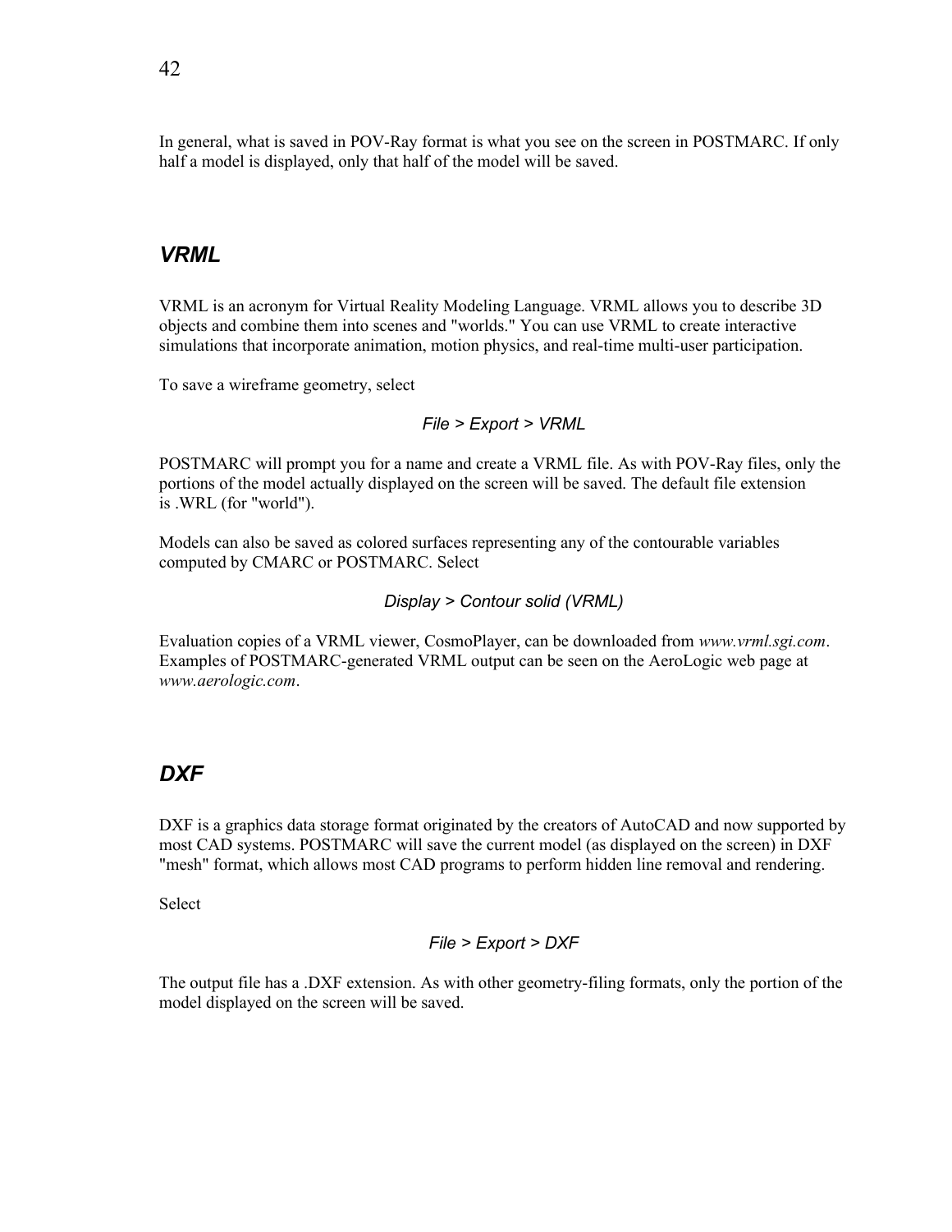In general, what is saved in POV-Ray format is what you see on the screen in POSTMARC. If only half a model is displayed, only that half of the model will be saved.

## *VRML*

VRML is an acronym for Virtual Reality Modeling Language. VRML allows you to describe 3D objects and combine them into scenes and "worlds." You can use VRML to create interactive simulations that incorporate animation, motion physics, and real-time multi-user participation.

To save a wireframe geometry, select

*File > Export > VRML*

POSTMARC will prompt you for a name and create a VRML file. As with POV-Ray files, only the portions of the model actually displayed on the screen will be saved. The default file extension is .WRL (for "world").

Models can also be saved as colored surfaces representing any of the contourable variables computed by CMARC or POSTMARC. Select

*Display > Contour solid (VRML)*

Evaluation copies of a VRML viewer, CosmoPlayer, can be downloaded from *www.vrml.sgi.com*. Examples of POSTMARC-generated VRML output can be seen on the AeroLogic web page at *www.aerologic.com*.

## *DXF*

DXF is a graphics data storage format originated by the creators of AutoCAD and now supported by most CAD systems. POSTMARC will save the current model (as displayed on the screen) in DXF "mesh" format, which allows most CAD programs to perform hidden line removal and rendering.

Select

*File > Export > DXF*

The output file has a .DXF extension. As with other geometry-filing formats, only the portion of the model displayed on the screen will be saved.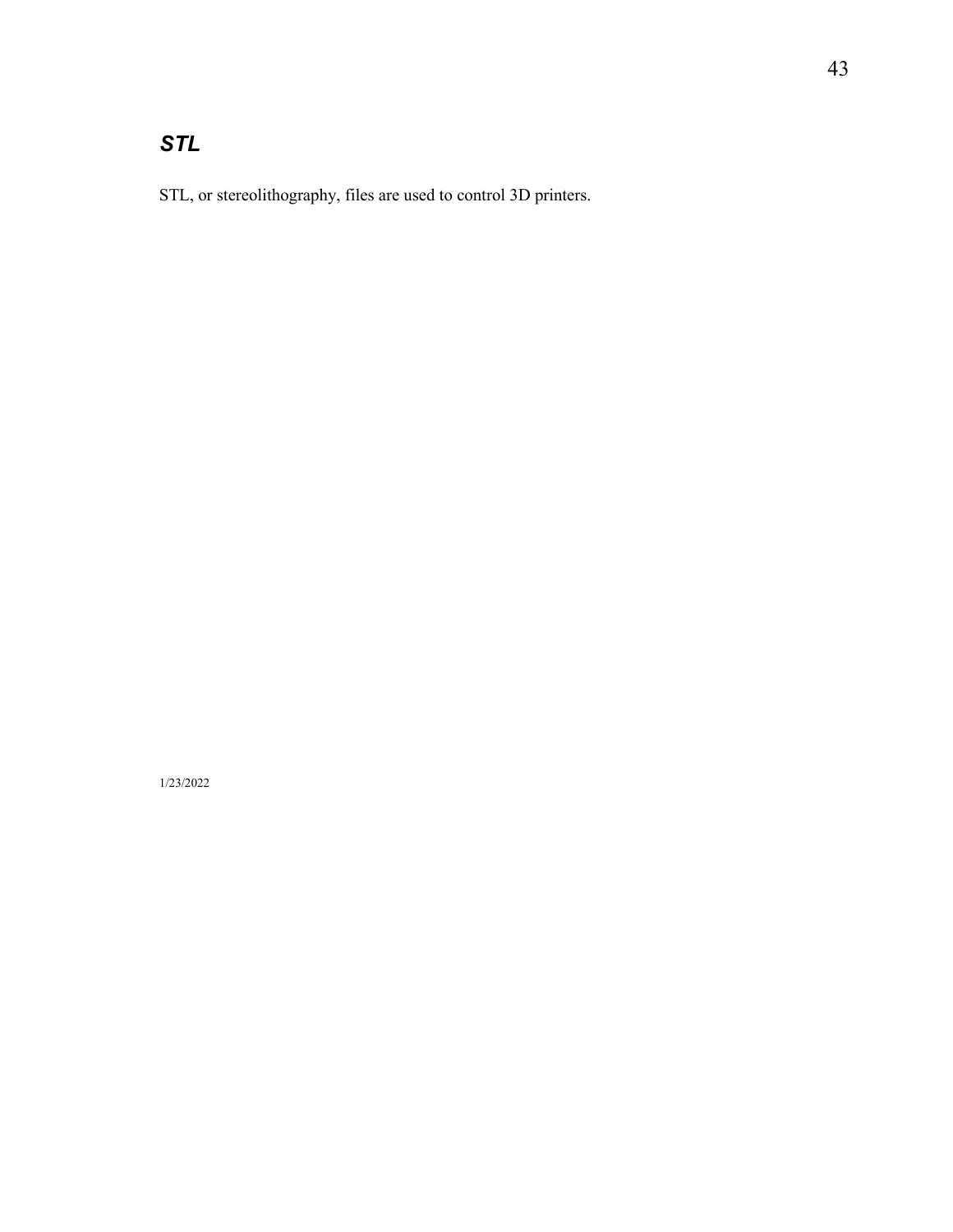### *STL*

STL, or stereolithography, files are used to control 3D printers.

1/23/2022